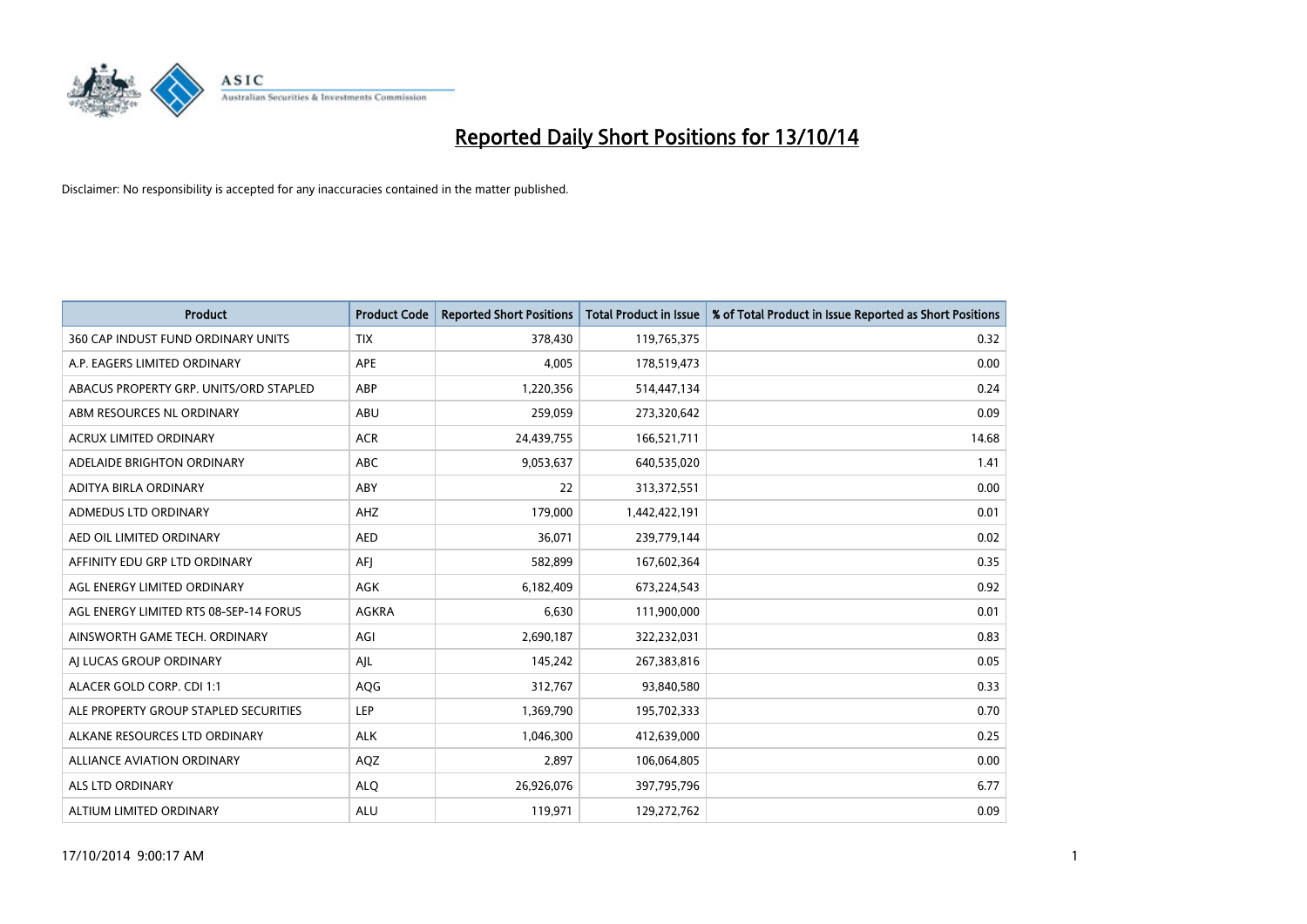# Reported Daily Short Positions for 13/10/14

Disclaimer: No responsibility is accepted for any inaccuracies contained in the matter published.

| Product | Product Code | Reported Short Positions | Total Product in Issue | % of Total Product in Issue Reported as Short Positions |
|---|---|---|---|---|
| 360 CAP INDUST FUND ORDINARY UNITS | TIX | 378,430 | 119,765,375 | 0.32 |
| A.P. EAGERS LIMITED ORDINARY | APE | 4,005 | 178,519,473 | 0.00 |
| ABACUS PROPERTY GRP. UNITS/ORD STAPLED | ABP | 1,220,356 | 514,447,134 | 0.24 |
| ABM RESOURCES NL ORDINARY | ABU | 259,059 | 273,320,642 | 0.09 |
| ACRUX LIMITED ORDINARY | ACR | 24,439,755 | 166,521,711 | 14.68 |
| ADELAIDE BRIGHTON ORDINARY | ABC | 9,053,637 | 640,535,020 | 1.41 |
| ADITYA BIRLA ORDINARY | ABY | 22 | 313,372,551 | 0.00 |
| ADMEDUS LTD ORDINARY | AHZ | 179,000 | 1,442,422,191 | 0.01 |
| AED OIL LIMITED ORDINARY | AED | 36,071 | 239,779,144 | 0.02 |
| AFFINITY EDU GRP LTD ORDINARY | AFJ | 582,899 | 167,602,364 | 0.35 |
| AGL ENERGY LIMITED ORDINARY | AGK | 6,182,409 | 673,224,543 | 0.92 |
| AGL ENERGY LIMITED RTS 08-SEP-14 FORUS | AGKRA | 6,630 | 111,900,000 | 0.01 |
| AINSWORTH GAME TECH. ORDINARY | AGI | 2,690,187 | 322,232,031 | 0.83 |
| AJ LUCAS GROUP ORDINARY | AJL | 145,242 | 267,383,816 | 0.05 |
| ALACER GOLD CORP. CDI 1:1 | AQG | 312,767 | 93,840,580 | 0.33 |
| ALE PROPERTY GROUP STAPLED SECURITIES | LEP | 1,369,790 | 195,702,333 | 0.70 |
| ALKANE RESOURCES LTD ORDINARY | ALK | 1,046,300 | 412,639,000 | 0.25 |
| ALLIANCE AVIATION ORDINARY | AQZ | 2,897 | 106,064,805 | 0.00 |
| ALS LTD ORDINARY | ALQ | 26,926,076 | 397,795,796 | 6.77 |
| ALTIUM LIMITED ORDINARY | ALU | 119,971 | 129,272,762 | 0.09 |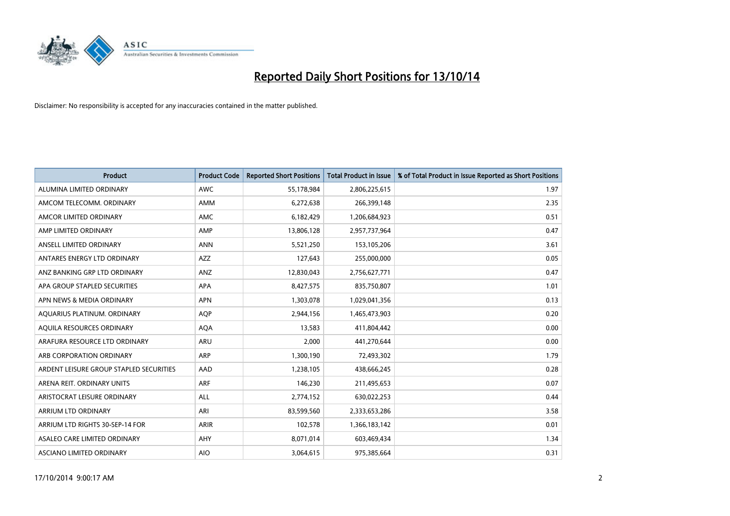# Reported Daily Short Positions for 13/10/14

Disclaimer: No responsibility is accepted for any inaccuracies contained in the matter published.

| Product | Product Code | Reported Short Positions | Total Product in Issue | % of Total Product in Issue Reported as Short Positions |
|---|---|---|---|---|
| ALUMINA LIMITED ORDINARY | AWC | 55,178,984 | 2,806,225,615 | 1.97 |
| AMCOM TELECOMM. ORDINARY | AMM | 6,272,638 | 266,399,148 | 2.35 |
| AMCOR LIMITED ORDINARY | AMC | 6,182,429 | 1,206,684,923 | 0.51 |
| AMP LIMITED ORDINARY | AMP | 13,806,128 | 2,957,737,964 | 0.47 |
| ANSELL LIMITED ORDINARY | ANN | 5,521,250 | 153,105,206 | 3.61 |
| ANTARES ENERGY LTD ORDINARY | AZZ | 127,643 | 255,000,000 | 0.05 |
| ANZ BANKING GRP LTD ORDINARY | ANZ | 12,830,043 | 2,756,627,771 | 0.47 |
| APA GROUP STAPLED SECURITIES | APA | 8,427,575 | 835,750,807 | 1.01 |
| APN NEWS & MEDIA ORDINARY | APN | 1,303,078 | 1,029,041,356 | 0.13 |
| AQUARIUS PLATINUM. ORDINARY | AQP | 2,944,156 | 1,465,473,903 | 0.20 |
| AQUILA RESOURCES ORDINARY | AQA | 13,583 | 411,804,442 | 0.00 |
| ARAFURA RESOURCE LTD ORDINARY | ARU | 2,000 | 441,270,644 | 0.00 |
| ARB CORPORATION ORDINARY | ARP | 1,300,190 | 72,493,302 | 1.79 |
| ARDENT LEISURE GROUP STAPLED SECURITIES | AAD | 1,238,105 | 438,666,245 | 0.28 |
| ARENA REIT. ORDINARY UNITS | ARF | 146,230 | 211,495,653 | 0.07 |
| ARISTOCRAT LEISURE ORDINARY | ALL | 2,774,152 | 630,022,253 | 0.44 |
| ARRIUM LTD ORDINARY | ARI | 83,599,560 | 2,333,653,286 | 3.58 |
| ARRIUM LTD RIGHTS 30-SEP-14 FOR | ARIR | 102,578 | 1,366,183,142 | 0.01 |
| ASALEO CARE LIMITED ORDINARY | AHY | 8,071,014 | 603,469,434 | 1.34 |
| ASCIANO LIMITED ORDINARY | AIO | 3,064,615 | 975,385,664 | 0.31 |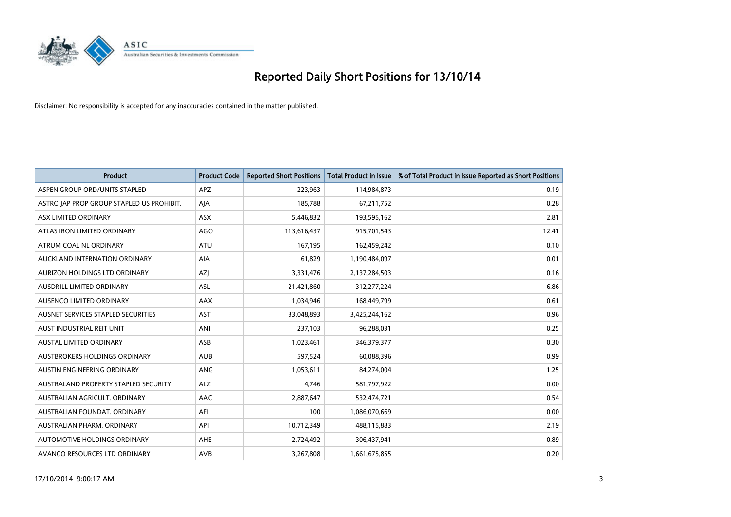# Reported Daily Short Positions for 13/10/14

Disclaimer: No responsibility is accepted for any inaccuracies contained in the matter published.

| Product | Product Code | Reported Short Positions | Total Product in Issue | % of Total Product in Issue Reported as Short Positions |
|---|---|---|---|---|
| ASPEN GROUP ORD/UNITS STAPLED | APZ | 223,963 | 114,984,873 | 0.19 |
| ASTRO JAP PROP GROUP STAPLED US PROHIBIT. | AJA | 185,788 | 67,211,752 | 0.28 |
| ASX LIMITED ORDINARY | ASX | 5,446,832 | 193,595,162 | 2.81 |
| ATLAS IRON LIMITED ORDINARY | AGO | 113,616,437 | 915,701,543 | 12.41 |
| ATRUM COAL NL ORDINARY | ATU | 167,195 | 162,459,242 | 0.10 |
| AUCKLAND INTERNATION ORDINARY | AIA | 61,829 | 1,190,484,097 | 0.01 |
| AURIZON HOLDINGS LTD ORDINARY | AZJ | 3,331,476 | 2,137,284,503 | 0.16 |
| AUSDRILL LIMITED ORDINARY | ASL | 21,421,860 | 312,277,224 | 6.86 |
| AUSENCO LIMITED ORDINARY | AAX | 1,034,946 | 168,449,799 | 0.61 |
| AUSNET SERVICES STAPLED SECURITIES | AST | 33,048,893 | 3,425,244,162 | 0.96 |
| AUST INDUSTRIAL REIT UNIT | ANI | 237,103 | 96,288,031 | 0.25 |
| AUSTAL LIMITED ORDINARY | ASB | 1,023,461 | 346,379,377 | 0.30 |
| AUSTBROKERS HOLDINGS ORDINARY | AUB | 597,524 | 60,088,396 | 0.99 |
| AUSTIN ENGINEERING ORDINARY | ANG | 1,053,611 | 84,274,004 | 1.25 |
| AUSTRALAND PROPERTY STAPLED SECURITY | ALZ | 4,746 | 581,797,922 | 0.00 |
| AUSTRALIAN AGRICULT. ORDINARY | AAC | 2,887,647 | 532,474,721 | 0.54 |
| AUSTRALIAN FOUNDAT. ORDINARY | AFI | 100 | 1,086,070,669 | 0.00 |
| AUSTRALIAN PHARM. ORDINARY | API | 10,712,349 | 488,115,883 | 2.19 |
| AUTOMOTIVE HOLDINGS ORDINARY | AHE | 2,724,492 | 306,437,941 | 0.89 |
| AVANCO RESOURCES LTD ORDINARY | AVB | 3,267,808 | 1,661,675,855 | 0.20 |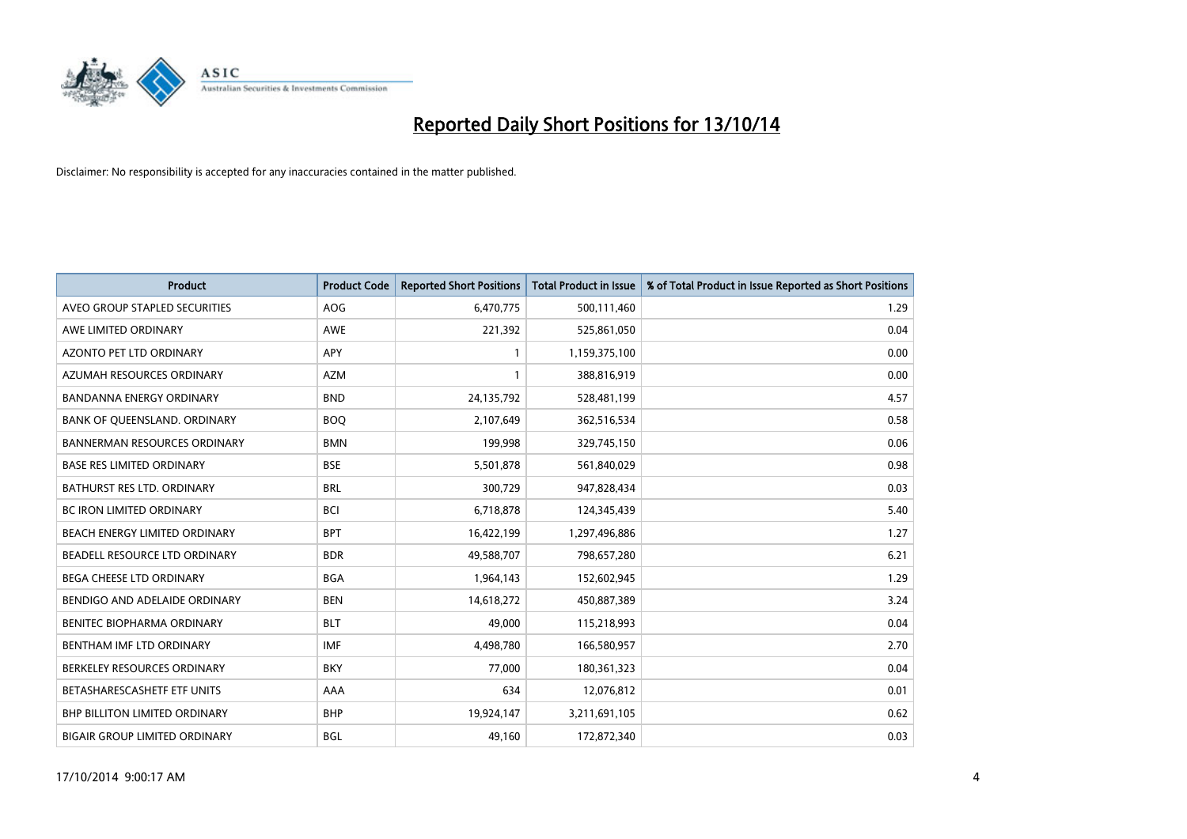# Reported Daily Short Positions for 13/10/14

Disclaimer: No responsibility is accepted for any inaccuracies contained in the matter published.

| Product | Product Code | Reported Short Positions | Total Product in Issue | % of Total Product in Issue Reported as Short Positions |
|---|---|---|---|---|
| AVEO GROUP STAPLED SECURITIES | AOG | 6,470,775 | 500,111,460 | 1.29 |
| AWE LIMITED ORDINARY | AWE | 221,392 | 525,861,050 | 0.04 |
| AZONTO PET LTD ORDINARY | APY | 1 | 1,159,375,100 | 0.00 |
| AZUMAH RESOURCES ORDINARY | AZM | 1 | 388,816,919 | 0.00 |
| BANDANNA ENERGY ORDINARY | BND | 24,135,792 | 528,481,199 | 4.57 |
| BANK OF QUEENSLAND. ORDINARY | BOQ | 2,107,649 | 362,516,534 | 0.58 |
| BANNERMAN RESOURCES ORDINARY | BMN | 199,998 | 329,745,150 | 0.06 |
| BASE RES LIMITED ORDINARY | BSE | 5,501,878 | 561,840,029 | 0.98 |
| BATHURST RES LTD. ORDINARY | BRL | 300,729 | 947,828,434 | 0.03 |
| BC IRON LIMITED ORDINARY | BCI | 6,718,878 | 124,345,439 | 5.40 |
| BEACH ENERGY LIMITED ORDINARY | BPT | 16,422,199 | 1,297,496,886 | 1.27 |
| BEADELL RESOURCE LTD ORDINARY | BDR | 49,588,707 | 798,657,280 | 6.21 |
| BEGA CHEESE LTD ORDINARY | BGA | 1,964,143 | 152,602,945 | 1.29 |
| BENDIGO AND ADELAIDE ORDINARY | BEN | 14,618,272 | 450,887,389 | 3.24 |
| BENITEC BIOPHARMA ORDINARY | BLT | 49,000 | 115,218,993 | 0.04 |
| BENTHAM IMF LTD ORDINARY | IMF | 4,498,780 | 166,580,957 | 2.70 |
| BERKELEY RESOURCES ORDINARY | BKY | 77,000 | 180,361,323 | 0.04 |
| BETASHARESCASHETF ETF UNITS | AAA | 634 | 12,076,812 | 0.01 |
| BHP BILLITON LIMITED ORDINARY | BHP | 19,924,147 | 3,211,691,105 | 0.62 |
| BIGAIR GROUP LIMITED ORDINARY | BGL | 49,160 | 172,872,340 | 0.03 |

17/10/2014 9:00:17 AM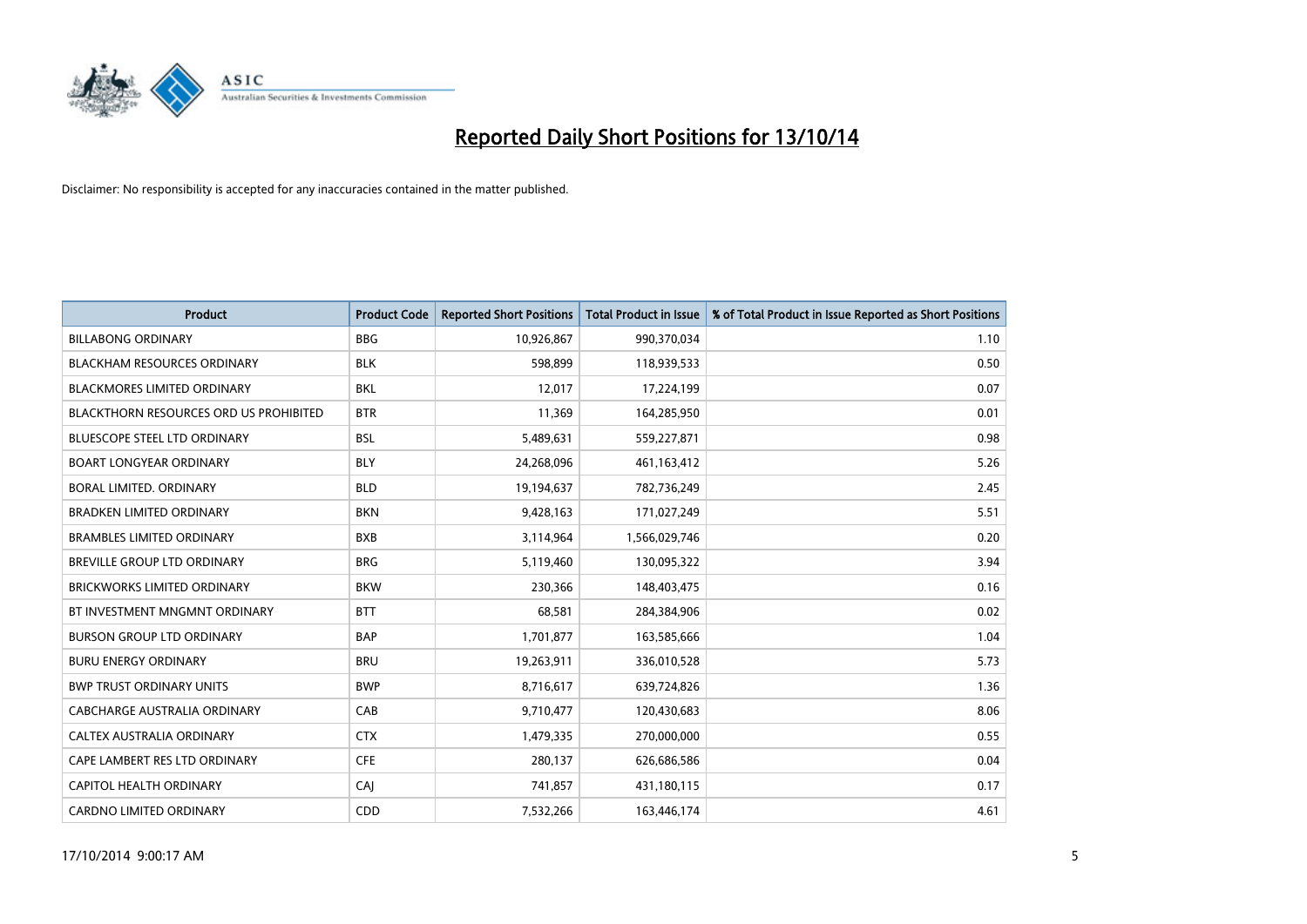# Reported Daily Short Positions for 13/10/14

Disclaimer: No responsibility is accepted for any inaccuracies contained in the matter published.

| Product | Product Code | Reported Short Positions | Total Product in Issue | % of Total Product in Issue Reported as Short Positions |
|---|---|---|---|---|
| BILLABONG ORDINARY | BBG | 10,926,867 | 990,370,034 | 1.10 |
| BLACKHAM RESOURCES ORDINARY | BLK | 598,899 | 118,939,533 | 0.50 |
| BLACKMORES LIMITED ORDINARY | BKL | 12,017 | 17,224,199 | 0.07 |
| BLACKTHORN RESOURCES ORD US PROHIBITED | BTR | 11,369 | 164,285,950 | 0.01 |
| BLUESCOPE STEEL LTD ORDINARY | BSL | 5,489,631 | 559,227,871 | 0.98 |
| BOART LONGYEAR ORDINARY | BLY | 24,268,096 | 461,163,412 | 5.26 |
| BORAL LIMITED. ORDINARY | BLD | 19,194,637 | 782,736,249 | 2.45 |
| BRADKEN LIMITED ORDINARY | BKN | 9,428,163 | 171,027,249 | 5.51 |
| BRAMBLES LIMITED ORDINARY | BXB | 3,114,964 | 1,566,029,746 | 0.20 |
| BREVILLE GROUP LTD ORDINARY | BRG | 5,119,460 | 130,095,322 | 3.94 |
| BRICKWORKS LIMITED ORDINARY | BKW | 230,366 | 148,403,475 | 0.16 |
| BT INVESTMENT MNGMNT ORDINARY | BTT | 68,581 | 284,384,906 | 0.02 |
| BURSON GROUP LTD ORDINARY | BAP | 1,701,877 | 163,585,666 | 1.04 |
| BURU ENERGY ORDINARY | BRU | 19,263,911 | 336,010,528 | 5.73 |
| BWP TRUST ORDINARY UNITS | BWP | 8,716,617 | 639,724,826 | 1.36 |
| CABCHARGE AUSTRALIA ORDINARY | CAB | 9,710,477 | 120,430,683 | 8.06 |
| CALTEX AUSTRALIA ORDINARY | CTX | 1,479,335 | 270,000,000 | 0.55 |
| CAPE LAMBERT RES LTD ORDINARY | CFE | 280,137 | 626,686,586 | 0.04 |
| CAPITOL HEALTH ORDINARY | CAJ | 741,857 | 431,180,115 | 0.17 |
| CARDNO LIMITED ORDINARY | CDD | 7,532,266 | 163,446,174 | 4.61 |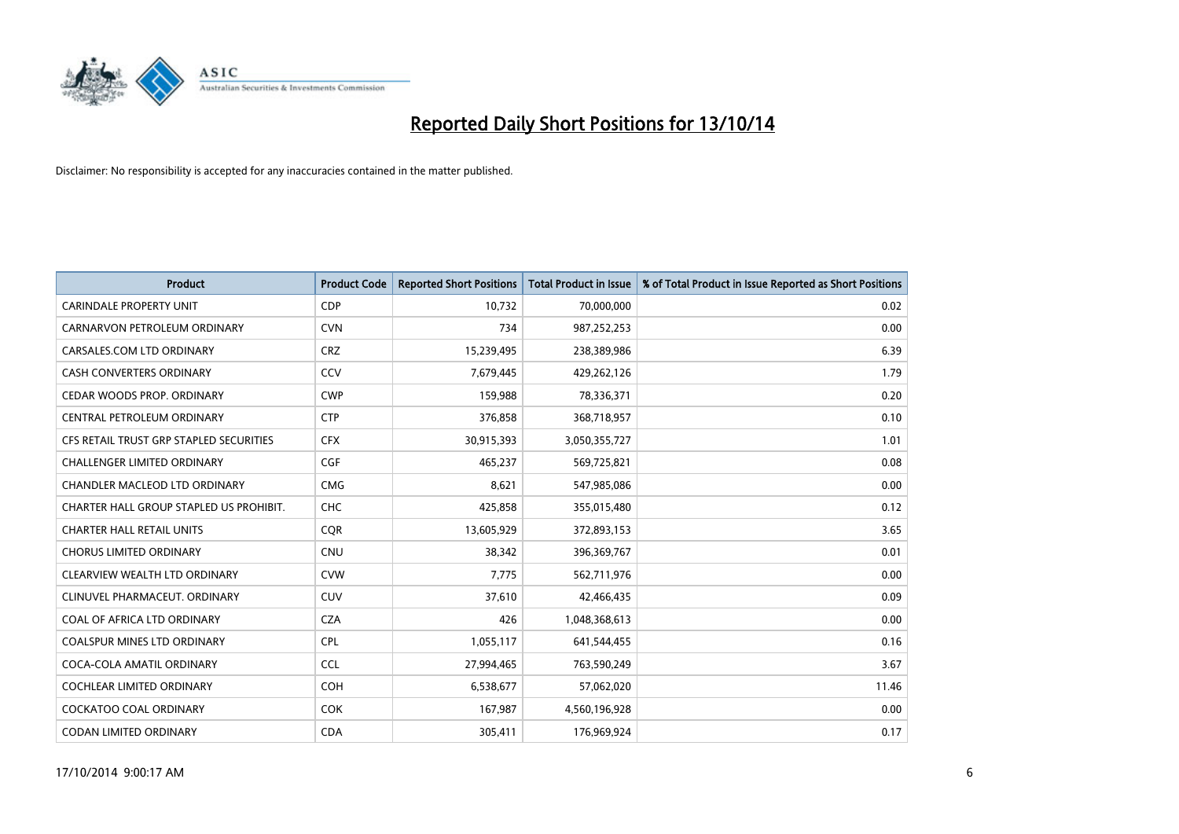# Reported Daily Short Positions for 13/10/14

Disclaimer: No responsibility is accepted for any inaccuracies contained in the matter published.

| Product | Product Code | Reported Short Positions | Total Product in Issue | % of Total Product in Issue Reported as Short Positions |
|---|---|---|---|---|
| CARINDALE PROPERTY UNIT | CDP | 10,732 | 70,000,000 | 0.02 |
| CARNARVON PETROLEUM ORDINARY | CVN | 734 | 987,252,253 | 0.00 |
| CARSALES.COM LTD ORDINARY | CRZ | 15,239,495 | 238,389,986 | 6.39 |
| CASH CONVERTERS ORDINARY | CCV | 7,679,445 | 429,262,126 | 1.79 |
| CEDAR WOODS PROP. ORDINARY | CWP | 159,988 | 78,336,371 | 0.20 |
| CENTRAL PETROLEUM ORDINARY | CTP | 376,858 | 368,718,957 | 0.10 |
| CFS RETAIL TRUST GRP STAPLED SECURITIES | CFX | 30,915,393 | 3,050,355,727 | 1.01 |
| CHALLENGER LIMITED ORDINARY | CGF | 465,237 | 569,725,821 | 0.08 |
| CHANDLER MACLEOD LTD ORDINARY | CMG | 8,621 | 547,985,086 | 0.00 |
| CHARTER HALL GROUP STAPLED US PROHIBIT. | CHC | 425,858 | 355,015,480 | 0.12 |
| CHARTER HALL RETAIL UNITS | CQR | 13,605,929 | 372,893,153 | 3.65 |
| CHORUS LIMITED ORDINARY | CNU | 38,342 | 396,369,767 | 0.01 |
| CLEARVIEW WEALTH LTD ORDINARY | CVW | 7,775 | 562,711,976 | 0.00 |
| CLINUVEL PHARMACEUT. ORDINARY | CUV | 37,610 | 42,466,435 | 0.09 |
| COAL OF AFRICA LTD ORDINARY | CZA | 426 | 1,048,368,613 | 0.00 |
| COALSPUR MINES LTD ORDINARY | CPL | 1,055,117 | 641,544,455 | 0.16 |
| COCA-COLA AMATIL ORDINARY | CCL | 27,994,465 | 763,590,249 | 3.67 |
| COCHLEAR LIMITED ORDINARY | COH | 6,538,677 | 57,062,020 | 11.46 |
| COCKATOO COAL ORDINARY | COK | 167,987 | 4,560,196,928 | 0.00 |
| CODAN LIMITED ORDINARY | CDA | 305,411 | 176,969,924 | 0.17 |

17/10/2014 9:00:17 AM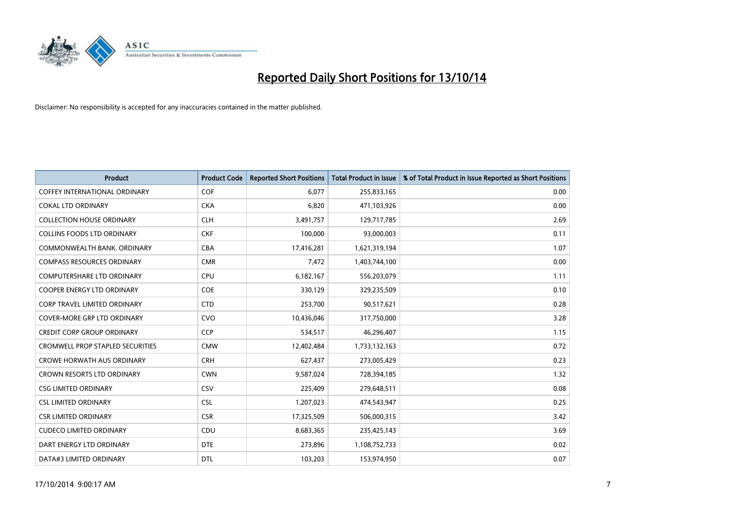# Reported Daily Short Positions for 13/10/14

Disclaimer: No responsibility is accepted for any inaccuracies contained in the matter published.

| Product | Product Code | Reported Short Positions | Total Product in Issue | % of Total Product in Issue Reported as Short Positions |
|---|---|---|---|---|
| COFFEY INTERNATIONAL ORDINARY | COF | 6,077 | 255,833,165 | 0.00 |
| COKAL LTD ORDINARY | CKA | 6,820 | 471,103,926 | 0.00 |
| COLLECTION HOUSE ORDINARY | CLH | 3,491,757 | 129,717,785 | 2.69 |
| COLLINS FOODS LTD ORDINARY | CKF | 100,000 | 93,000,003 | 0.11 |
| COMMONWEALTH BANK. ORDINARY | CBA | 17,416,281 | 1,621,319,194 | 1.07 |
| COMPASS RESOURCES ORDINARY | CMR | 7,472 | 1,403,744,100 | 0.00 |
| COMPUTERSHARE LTD ORDINARY | CPU | 6,182,167 | 556,203,079 | 1.11 |
| COOPER ENERGY LTD ORDINARY | COE | 330,129 | 329,235,509 | 0.10 |
| CORP TRAVEL LIMITED ORDINARY | CTD | 253,700 | 90,517,621 | 0.28 |
| COVER-MORE GRP LTD ORDINARY | CVO | 10,436,046 | 317,750,000 | 3.28 |
| CREDIT CORP GROUP ORDINARY | CCP | 534,517 | 46,296,407 | 1.15 |
| CROMWELL PROP STAPLED SECURITIES | CMW | 12,402,484 | 1,733,132,163 | 0.72 |
| CROWE HORWATH AUS ORDINARY | CRH | 627,437 | 273,005,429 | 0.23 |
| CROWN RESORTS LTD ORDINARY | CWN | 9,587,024 | 728,394,185 | 1.32 |
| CSG LIMITED ORDINARY | CSV | 225,409 | 279,648,511 | 0.08 |
| CSL LIMITED ORDINARY | CSL | 1,207,023 | 474,543,947 | 0.25 |
| CSR LIMITED ORDINARY | CSR | 17,325,509 | 506,000,315 | 3.42 |
| CUDECO LIMITED ORDINARY | CDU | 8,683,365 | 235,425,143 | 3.69 |
| DART ENERGY LTD ORDINARY | DTE | 273,896 | 1,108,752,733 | 0.02 |
| DATA#3 LIMITED ORDINARY | DTL | 103,203 | 153,974,950 | 0.07 |

17/10/2014 9:00:17 AM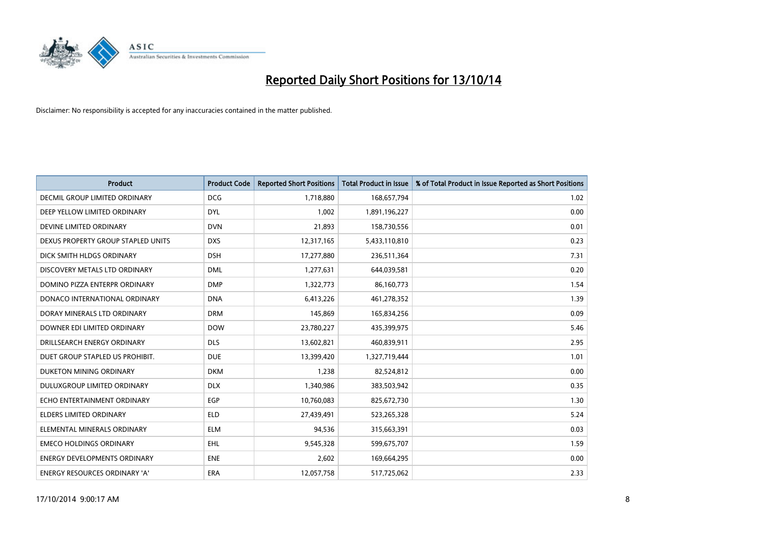# Reported Daily Short Positions for 13/10/14

Disclaimer: No responsibility is accepted for any inaccuracies contained in the matter published.

| Product | Product Code | Reported Short Positions | Total Product in Issue | % of Total Product in Issue Reported as Short Positions |
|---|---|---|---|---|
| DECMIL GROUP LIMITED ORDINARY | DCG | 1,718,880 | 168,657,794 | 1.02 |
| DEEP YELLOW LIMITED ORDINARY | DYL | 1,002 | 1,891,196,227 | 0.00 |
| DEVINE LIMITED ORDINARY | DVN | 21,893 | 158,730,556 | 0.01 |
| DEXUS PROPERTY GROUP STAPLED UNITS | DXS | 12,317,165 | 5,433,110,810 | 0.23 |
| DICK SMITH HLDGS ORDINARY | DSH | 17,277,880 | 236,511,364 | 7.31 |
| DISCOVERY METALS LTD ORDINARY | DML | 1,277,631 | 644,039,581 | 0.20 |
| DOMINO PIZZA ENTERPR ORDINARY | DMP | 1,322,773 | 86,160,773 | 1.54 |
| DONACO INTERNATIONAL ORDINARY | DNA | 6,413,226 | 461,278,352 | 1.39 |
| DORAY MINERALS LTD ORDINARY | DRM | 145,869 | 165,834,256 | 0.09 |
| DOWNER EDI LIMITED ORDINARY | DOW | 23,780,227 | 435,399,975 | 5.46 |
| DRILLSEARCH ENERGY ORDINARY | DLS | 13,602,821 | 460,839,911 | 2.95 |
| DUET GROUP STAPLED US PROHIBIT. | DUE | 13,399,420 | 1,327,719,444 | 1.01 |
| DUKETON MINING ORDINARY | DKM | 1,238 | 82,524,812 | 0.00 |
| DULUXGROUP LIMITED ORDINARY | DLX | 1,340,986 | 383,503,942 | 0.35 |
| ECHO ENTERTAINMENT ORDINARY | EGP | 10,760,083 | 825,672,730 | 1.30 |
| ELDERS LIMITED ORDINARY | ELD | 27,439,491 | 523,265,328 | 5.24 |
| ELEMENTAL MINERALS ORDINARY | ELM | 94,536 | 315,663,391 | 0.03 |
| EMECO HOLDINGS ORDINARY | EHL | 9,545,328 | 599,675,707 | 1.59 |
| ENERGY DEVELOPMENTS ORDINARY | ENE | 2,602 | 169,664,295 | 0.00 |
| ENERGY RESOURCES ORDINARY 'A' | ERA | 12,057,758 | 517,725,062 | 2.33 |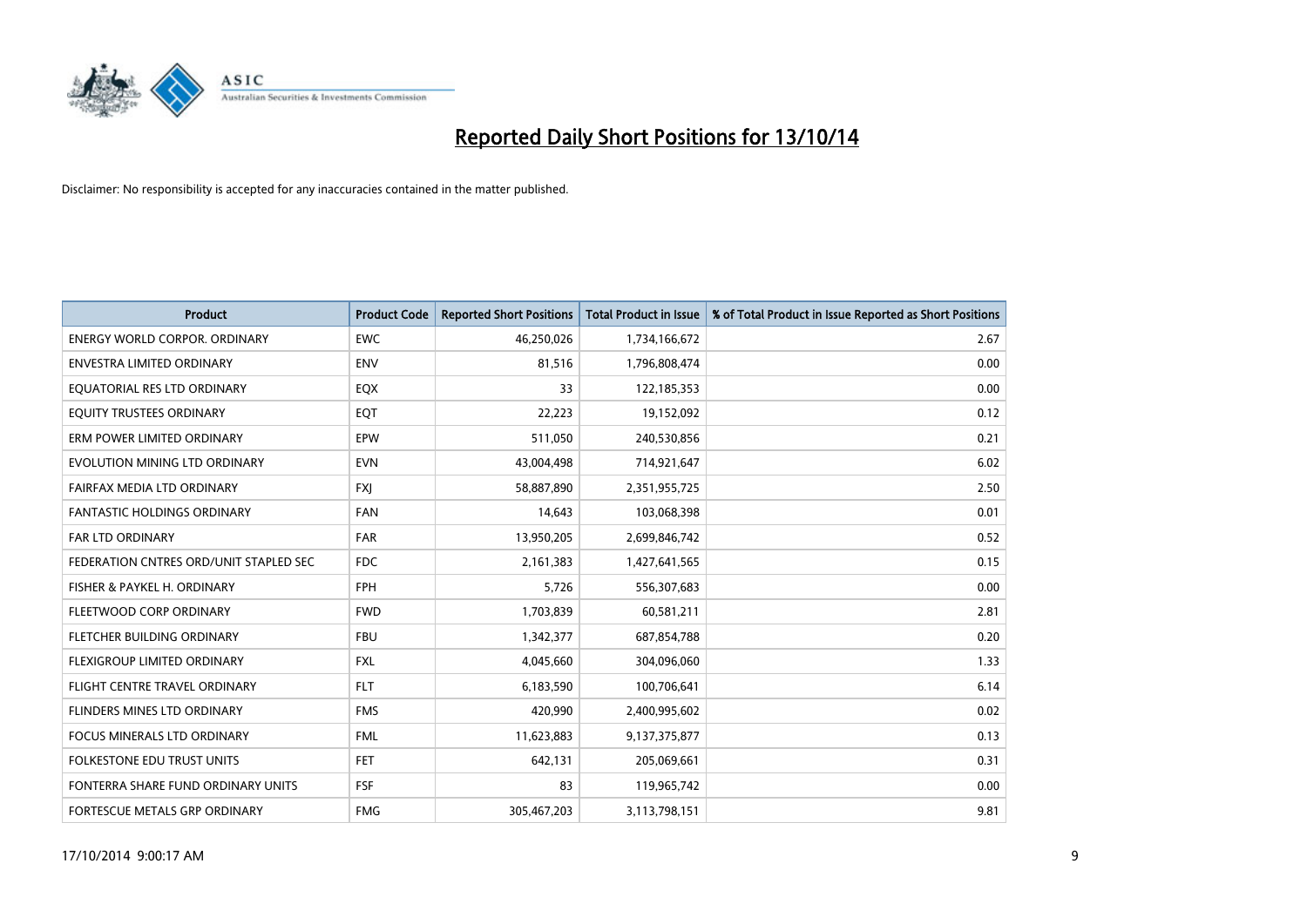# Reported Daily Short Positions for 13/10/14

Disclaimer: No responsibility is accepted for any inaccuracies contained in the matter published.

| Product | Product Code | Reported Short Positions | Total Product in Issue | % of Total Product in Issue Reported as Short Positions |
|---|---|---|---|---|
| ENERGY WORLD CORPOR. ORDINARY | EWC | 46,250,026 | 1,734,166,672 | 2.67 |
| ENVESTRA LIMITED ORDINARY | ENV | 81,516 | 1,796,808,474 | 0.00 |
| EQUATORIAL RES LTD ORDINARY | EQX | 33 | 122,185,353 | 0.00 |
| EQUITY TRUSTEES ORDINARY | EQT | 22,223 | 19,152,092 | 0.12 |
| ERM POWER LIMITED ORDINARY | EPW | 511,050 | 240,530,856 | 0.21 |
| EVOLUTION MINING LTD ORDINARY | EVN | 43,004,498 | 714,921,647 | 6.02 |
| FAIRFAX MEDIA LTD ORDINARY | FXJ | 58,887,890 | 2,351,955,725 | 2.50 |
| FANTASTIC HOLDINGS ORDINARY | FAN | 14,643 | 103,068,398 | 0.01 |
| FAR LTD ORDINARY | FAR | 13,950,205 | 2,699,846,742 | 0.52 |
| FEDERATION CNTRES ORD/UNIT STAPLED SEC | FDC | 2,161,383 | 1,427,641,565 | 0.15 |
| FISHER & PAYKEL H. ORDINARY | FPH | 5,726 | 556,307,683 | 0.00 |
| FLEETWOOD CORP ORDINARY | FWD | 1,703,839 | 60,581,211 | 2.81 |
| FLETCHER BUILDING ORDINARY | FBU | 1,342,377 | 687,854,788 | 0.20 |
| FLEXIGROUP LIMITED ORDINARY | FXL | 4,045,660 | 304,096,060 | 1.33 |
| FLIGHT CENTRE TRAVEL ORDINARY | FLT | 6,183,590 | 100,706,641 | 6.14 |
| FLINDERS MINES LTD ORDINARY | FMS | 420,990 | 2,400,995,602 | 0.02 |
| FOCUS MINERALS LTD ORDINARY | FML | 11,623,883 | 9,137,375,877 | 0.13 |
| FOLKESTONE EDU TRUST UNITS | FET | 642,131 | 205,069,661 | 0.31 |
| FONTERRA SHARE FUND ORDINARY UNITS | FSF | 83 | 119,965,742 | 0.00 |
| FORTESCUE METALS GRP ORDINARY | FMG | 305,467,203 | 3,113,798,151 | 9.81 |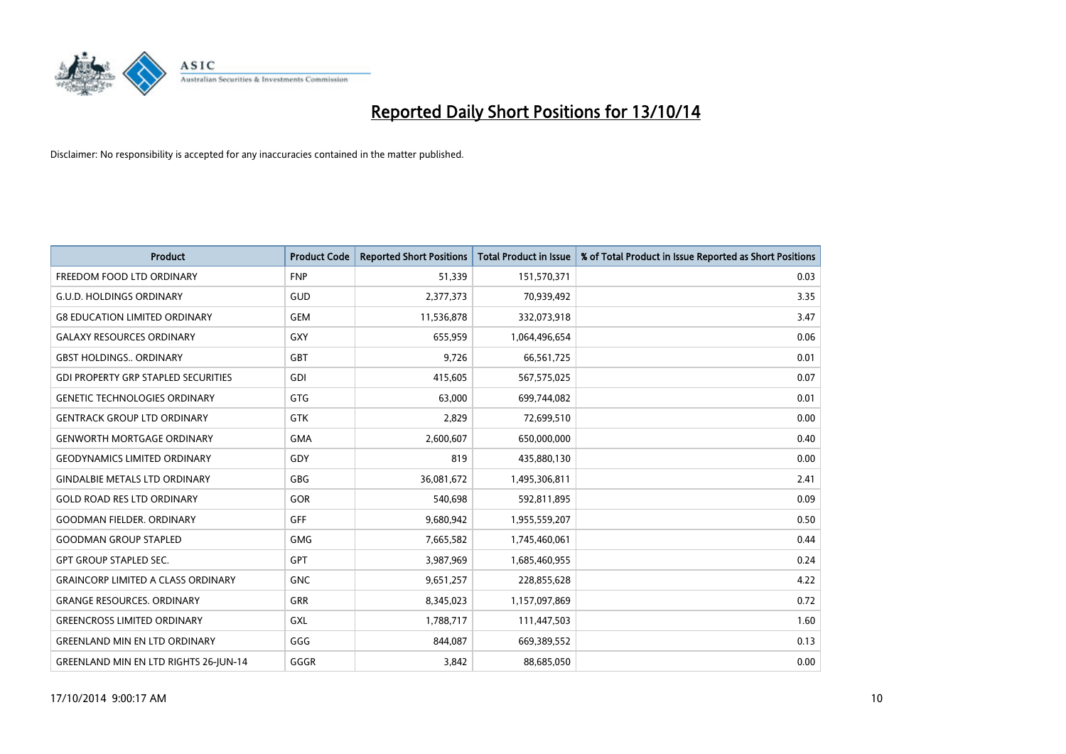# Reported Daily Short Positions for 13/10/14

Disclaimer: No responsibility is accepted for any inaccuracies contained in the matter published.

| Product | Product Code | Reported Short Positions | Total Product in Issue | % of Total Product in Issue Reported as Short Positions |
|---|---|---|---|---|
| FREEDOM FOOD LTD ORDINARY | FNP | 51,339 | 151,570,371 | 0.03 |
| G.U.D. HOLDINGS ORDINARY | GUD | 2,377,373 | 70,939,492 | 3.35 |
| G8 EDUCATION LIMITED ORDINARY | GEM | 11,536,878 | 332,073,918 | 3.47 |
| GALAXY RESOURCES ORDINARY | GXY | 655,959 | 1,064,496,654 | 0.06 |
| GBST HOLDINGS.. ORDINARY | GBT | 9,726 | 66,561,725 | 0.01 |
| GDI PROPERTY GRP STAPLED SECURITIES | GDI | 415,605 | 567,575,025 | 0.07 |
| GENETIC TECHNOLOGIES ORDINARY | GTG | 63,000 | 699,744,082 | 0.01 |
| GENTRACK GROUP LTD ORDINARY | GTK | 2,829 | 72,699,510 | 0.00 |
| GENWORTH MORTGAGE ORDINARY | GMA | 2,600,607 | 650,000,000 | 0.40 |
| GEODYNAMICS LIMITED ORDINARY | GDY | 819 | 435,880,130 | 0.00 |
| GINDALBIE METALS LTD ORDINARY | GBG | 36,081,672 | 1,495,306,811 | 2.41 |
| GOLD ROAD RES LTD ORDINARY | GOR | 540,698 | 592,811,895 | 0.09 |
| GOODMAN FIELDER. ORDINARY | GFF | 9,680,942 | 1,955,559,207 | 0.50 |
| GOODMAN GROUP STAPLED | GMG | 7,665,582 | 1,745,460,061 | 0.44 |
| GPT GROUP STAPLED SEC. | GPT | 3,987,969 | 1,685,460,955 | 0.24 |
| GRAINCORP LIMITED A CLASS ORDINARY | GNC | 9,651,257 | 228,855,628 | 4.22 |
| GRANGE RESOURCES. ORDINARY | GRR | 8,345,023 | 1,157,097,869 | 0.72 |
| GREENCROSS LIMITED ORDINARY | GXL | 1,788,717 | 111,447,503 | 1.60 |
| GREENLAND MIN EN LTD ORDINARY | GGG | 844,087 | 669,389,552 | 0.13 |
| GREENLAND MIN EN LTD RIGHTS 26-JUN-14 | GGGR | 3,842 | 88,685,050 | 0.00 |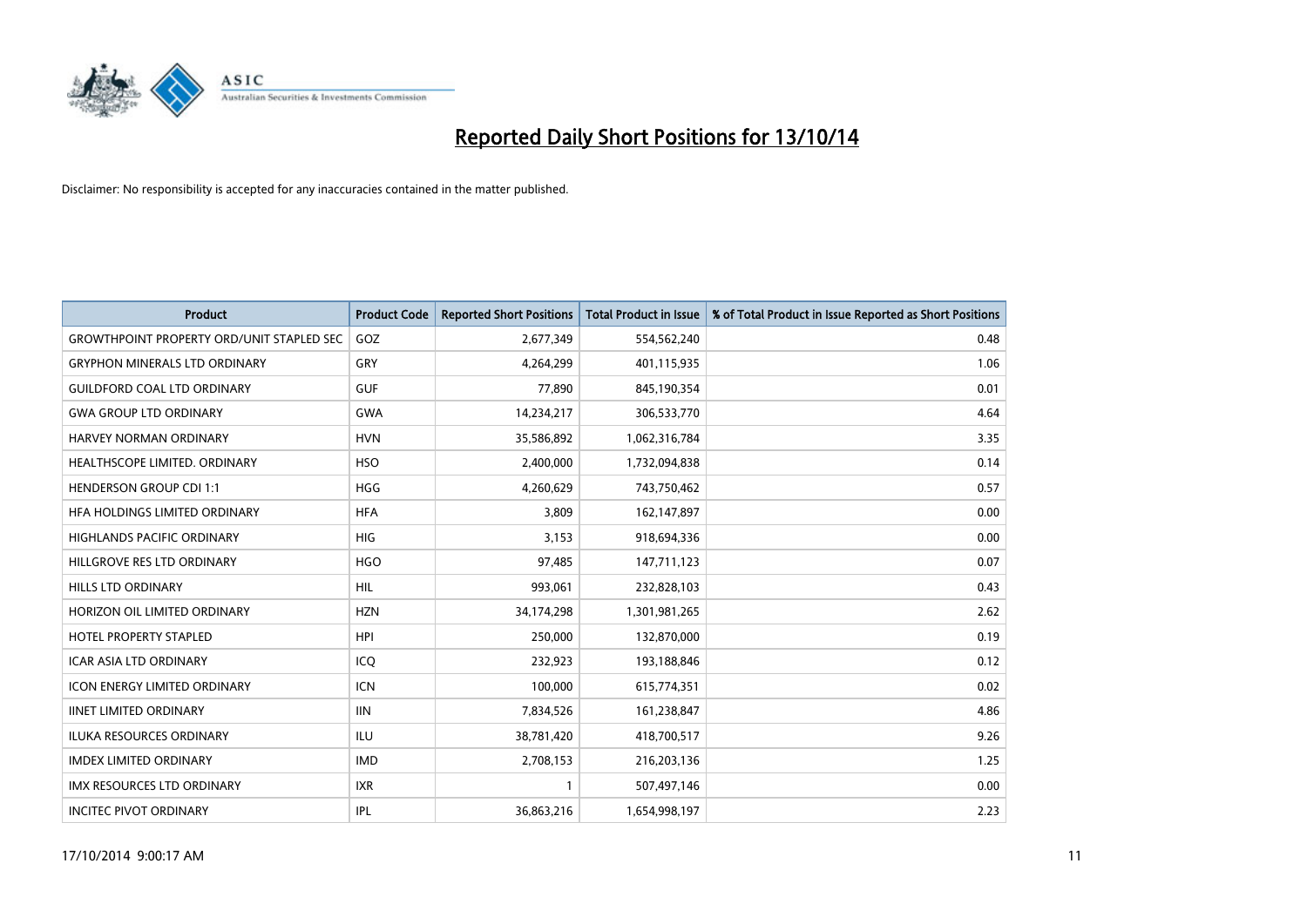# Reported Daily Short Positions for 13/10/14

Disclaimer: No responsibility is accepted for any inaccuracies contained in the matter published.

| Product | Product Code | Reported Short Positions | Total Product in Issue | % of Total Product in Issue Reported as Short Positions |
|---|---|---|---|---|
| GROWTHPOINT PROPERTY ORD/UNIT STAPLED SEC | GOZ | 2,677,349 | 554,562,240 | 0.48 |
| GRYPHON MINERALS LTD ORDINARY | GRY | 4,264,299 | 401,115,935 | 1.06 |
| GUILDFORD COAL LTD ORDINARY | GUF | 77,890 | 845,190,354 | 0.01 |
| GWA GROUP LTD ORDINARY | GWA | 14,234,217 | 306,533,770 | 4.64 |
| HARVEY NORMAN ORDINARY | HVN | 35,586,892 | 1,062,316,784 | 3.35 |
| HEALTHSCOPE LIMITED. ORDINARY | HSO | 2,400,000 | 1,732,094,838 | 0.14 |
| HENDERSON GROUP CDI 1:1 | HGG | 4,260,629 | 743,750,462 | 0.57 |
| HFA HOLDINGS LIMITED ORDINARY | HFA | 3,809 | 162,147,897 | 0.00 |
| HIGHLANDS PACIFIC ORDINARY | HIG | 3,153 | 918,694,336 | 0.00 |
| HILLGROVE RES LTD ORDINARY | HGO | 97,485 | 147,711,123 | 0.07 |
| HILLS LTD ORDINARY | HIL | 993,061 | 232,828,103 | 0.43 |
| HORIZON OIL LIMITED ORDINARY | HZN | 34,174,298 | 1,301,981,265 | 2.62 |
| HOTEL PROPERTY STAPLED | HPI | 250,000 | 132,870,000 | 0.19 |
| ICAR ASIA LTD ORDINARY | ICQ | 232,923 | 193,188,846 | 0.12 |
| ICON ENERGY LIMITED ORDINARY | ICN | 100,000 | 615,774,351 | 0.02 |
| IINET LIMITED ORDINARY | IIN | 7,834,526 | 161,238,847 | 4.86 |
| ILUKA RESOURCES ORDINARY | ILU | 38,781,420 | 418,700,517 | 9.26 |
| IMDEX LIMITED ORDINARY | IMD | 2,708,153 | 216,203,136 | 1.25 |
| IMX RESOURCES LTD ORDINARY | IXR | 1 | 507,497,146 | 0.00 |
| INCITEC PIVOT ORDINARY | IPL | 36,863,216 | 1,654,998,197 | 2.23 |

17/10/2014 9:00:17 AM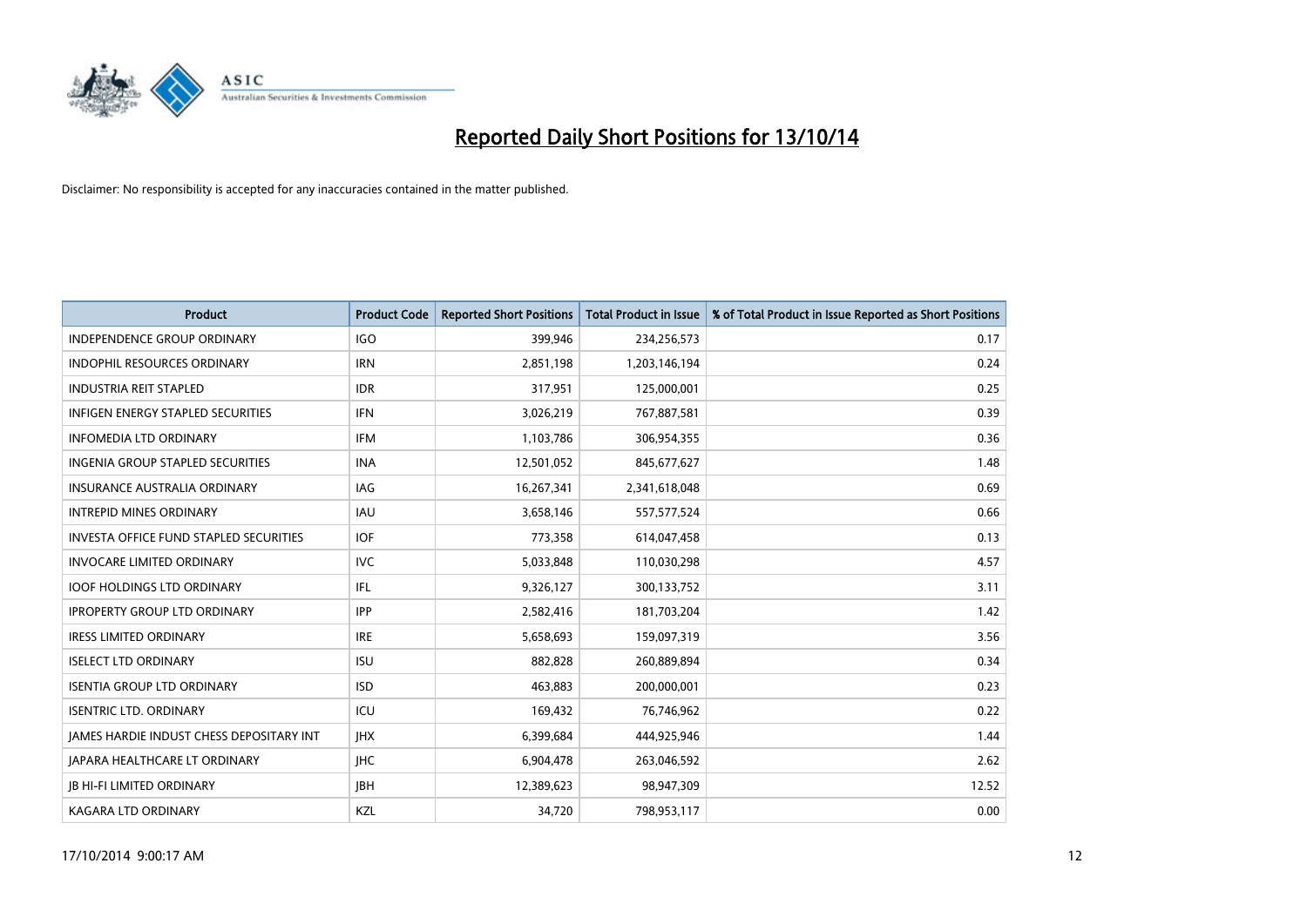# Reported Daily Short Positions for 13/10/14

Disclaimer: No responsibility is accepted for any inaccuracies contained in the matter published.

| Product | Product Code | Reported Short Positions | Total Product in Issue | % of Total Product in Issue Reported as Short Positions |
|---|---|---|---|---|
| INDEPENDENCE GROUP ORDINARY | IGO | 399,946 | 234,256,573 | 0.17 |
| INDOPHIL RESOURCES ORDINARY | IRN | 2,851,198 | 1,203,146,194 | 0.24 |
| INDUSTRIA REIT STAPLED | IDR | 317,951 | 125,000,001 | 0.25 |
| INFIGEN ENERGY STAPLED SECURITIES | IFN | 3,026,219 | 767,887,581 | 0.39 |
| INFOMEDIA LTD ORDINARY | IFM | 1,103,786 | 306,954,355 | 0.36 |
| INGENIA GROUP STAPLED SECURITIES | INA | 12,501,052 | 845,677,627 | 1.48 |
| INSURANCE AUSTRALIA ORDINARY | IAG | 16,267,341 | 2,341,618,048 | 0.69 |
| INTREPID MINES ORDINARY | IAU | 3,658,146 | 557,577,524 | 0.66 |
| INVESTA OFFICE FUND STAPLED SECURITIES | IOF | 773,358 | 614,047,458 | 0.13 |
| INVOCARE LIMITED ORDINARY | IVC | 5,033,848 | 110,030,298 | 4.57 |
| IOOF HOLDINGS LTD ORDINARY | IFL | 9,326,127 | 300,133,752 | 3.11 |
| IPROPERTY GROUP LTD ORDINARY | IPP | 2,582,416 | 181,703,204 | 1.42 |
| IRESS LIMITED ORDINARY | IRE | 5,658,693 | 159,097,319 | 3.56 |
| ISELECT LTD ORDINARY | ISU | 882,828 | 260,889,894 | 0.34 |
| ISENTIA GROUP LTD ORDINARY | ISD | 463,883 | 200,000,001 | 0.23 |
| ISENTRIC LTD. ORDINARY | ICU | 169,432 | 76,746,962 | 0.22 |
| JAMES HARDIE INDUST CHESS DEPOSITARY INT | JHX | 6,399,684 | 444,925,946 | 1.44 |
| JAPARA HEALTHCARE LT ORDINARY | JHC | 6,904,478 | 263,046,592 | 2.62 |
| JB HI-FI LIMITED ORDINARY | JBH | 12,389,623 | 98,947,309 | 12.52 |
| KAGARA LTD ORDINARY | KZL | 34,720 | 798,953,117 | 0.00 |

17/10/2014 9:00:17 AM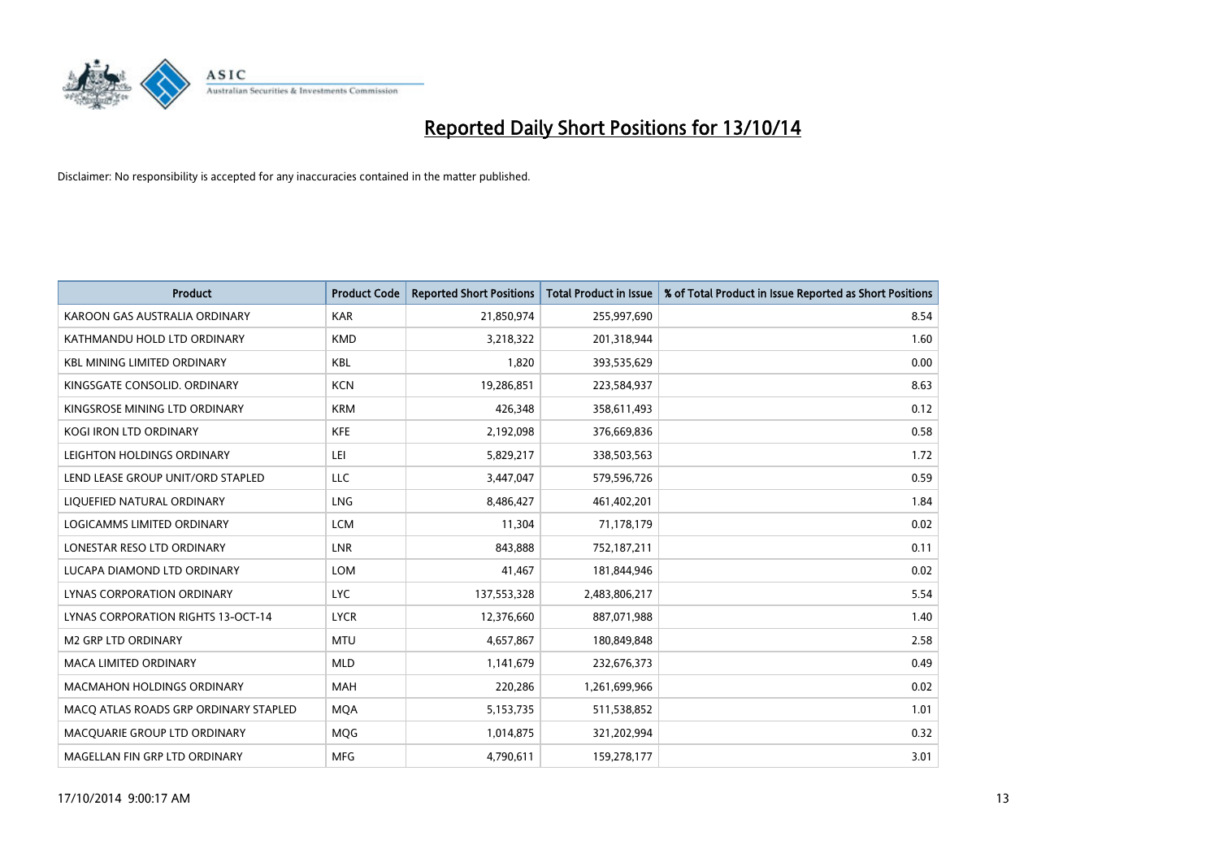# Reported Daily Short Positions for 13/10/14

Disclaimer: No responsibility is accepted for any inaccuracies contained in the matter published.

| Product | Product Code | Reported Short Positions | Total Product in Issue | % of Total Product in Issue Reported as Short Positions |
|---|---|---|---|---|
| KAROON GAS AUSTRALIA ORDINARY | KAR | 21,850,974 | 255,997,690 | 8.54 |
| KATHMANDU HOLD LTD ORDINARY | KMD | 3,218,322 | 201,318,944 | 1.60 |
| KBL MINING LIMITED ORDINARY | KBL | 1,820 | 393,535,629 | 0.00 |
| KINGSGATE CONSOLID. ORDINARY | KCN | 19,286,851 | 223,584,937 | 8.63 |
| KINGSROSE MINING LTD ORDINARY | KRM | 426,348 | 358,611,493 | 0.12 |
| KOGI IRON LTD ORDINARY | KFE | 2,192,098 | 376,669,836 | 0.58 |
| LEIGHTON HOLDINGS ORDINARY | LEI | 5,829,217 | 338,503,563 | 1.72 |
| LEND LEASE GROUP UNIT/ORD STAPLED | LLC | 3,447,047 | 579,596,726 | 0.59 |
| LIQUEFIED NATURAL ORDINARY | LNG | 8,486,427 | 461,402,201 | 1.84 |
| LOGICAMMS LIMITED ORDINARY | LCM | 11,304 | 71,178,179 | 0.02 |
| LONESTAR RESO LTD ORDINARY | LNR | 843,888 | 752,187,211 | 0.11 |
| LUCAPA DIAMOND LTD ORDINARY | LOM | 41,467 | 181,844,946 | 0.02 |
| LYNAS CORPORATION ORDINARY | LYC | 137,553,328 | 2,483,806,217 | 5.54 |
| LYNAS CORPORATION RIGHTS 13-OCT-14 | LYCR | 12,376,660 | 887,071,988 | 1.40 |
| M2 GRP LTD ORDINARY | MTU | 4,657,867 | 180,849,848 | 2.58 |
| MACA LIMITED ORDINARY | MLD | 1,141,679 | 232,676,373 | 0.49 |
| MACMAHON HOLDINGS ORDINARY | MAH | 220,286 | 1,261,699,966 | 0.02 |
| MACQ ATLAS ROADS GRP ORDINARY STAPLED | MQA | 5,153,735 | 511,538,852 | 1.01 |
| MACQUARIE GROUP LTD ORDINARY | MQG | 1,014,875 | 321,202,994 | 0.32 |
| MAGELLAN FIN GRP LTD ORDINARY | MFG | 4,790,611 | 159,278,177 | 3.01 |

17/10/2014 9:00:17 AM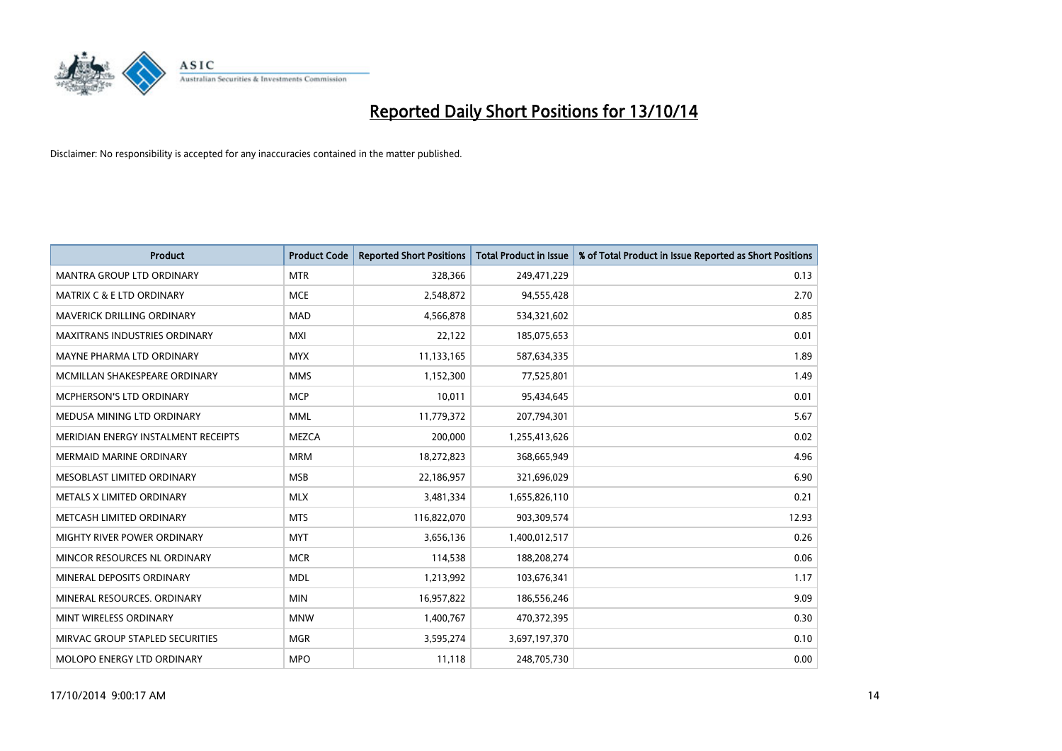# Reported Daily Short Positions for 13/10/14

Disclaimer: No responsibility is accepted for any inaccuracies contained in the matter published.

| Product | Product Code | Reported Short Positions | Total Product in Issue | % of Total Product in Issue Reported as Short Positions |
|---|---|---|---|---|
| MANTRA GROUP LTD ORDINARY | MTR | 328,366 | 249,471,229 | 0.13 |
| MATRIX C & E LTD ORDINARY | MCE | 2,548,872 | 94,555,428 | 2.70 |
| MAVERICK DRILLING ORDINARY | MAD | 4,566,878 | 534,321,602 | 0.85 |
| MAXITRANS INDUSTRIES ORDINARY | MXI | 22,122 | 185,075,653 | 0.01 |
| MAYNE PHARMA LTD ORDINARY | MYX | 11,133,165 | 587,634,335 | 1.89 |
| MCMILLAN SHAKESPEARE ORDINARY | MMS | 1,152,300 | 77,525,801 | 1.49 |
| MCPHERSON'S LTD ORDINARY | MCP | 10,011 | 95,434,645 | 0.01 |
| MEDUSA MINING LTD ORDINARY | MML | 11,779,372 | 207,794,301 | 5.67 |
| MERIDIAN ENERGY INSTALMENT RECEIPTS | MEZCA | 200,000 | 1,255,413,626 | 0.02 |
| MERMAID MARINE ORDINARY | MRM | 18,272,823 | 368,665,949 | 4.96 |
| MESOBLAST LIMITED ORDINARY | MSB | 22,186,957 | 321,696,029 | 6.90 |
| METALS X LIMITED ORDINARY | MLX | 3,481,334 | 1,655,826,110 | 0.21 |
| METCASH LIMITED ORDINARY | MTS | 116,822,070 | 903,309,574 | 12.93 |
| MIGHTY RIVER POWER ORDINARY | MYT | 3,656,136 | 1,400,012,517 | 0.26 |
| MINCOR RESOURCES NL ORDINARY | MCR | 114,538 | 188,208,274 | 0.06 |
| MINERAL DEPOSITS ORDINARY | MDL | 1,213,992 | 103,676,341 | 1.17 |
| MINERAL RESOURCES. ORDINARY | MIN | 16,957,822 | 186,556,246 | 9.09 |
| MINT WIRELESS ORDINARY | MNW | 1,400,767 | 470,372,395 | 0.30 |
| MIRVAC GROUP STAPLED SECURITIES | MGR | 3,595,274 | 3,697,197,370 | 0.10 |
| MOLOPO ENERGY LTD ORDINARY | MPO | 11,118 | 248,705,730 | 0.00 |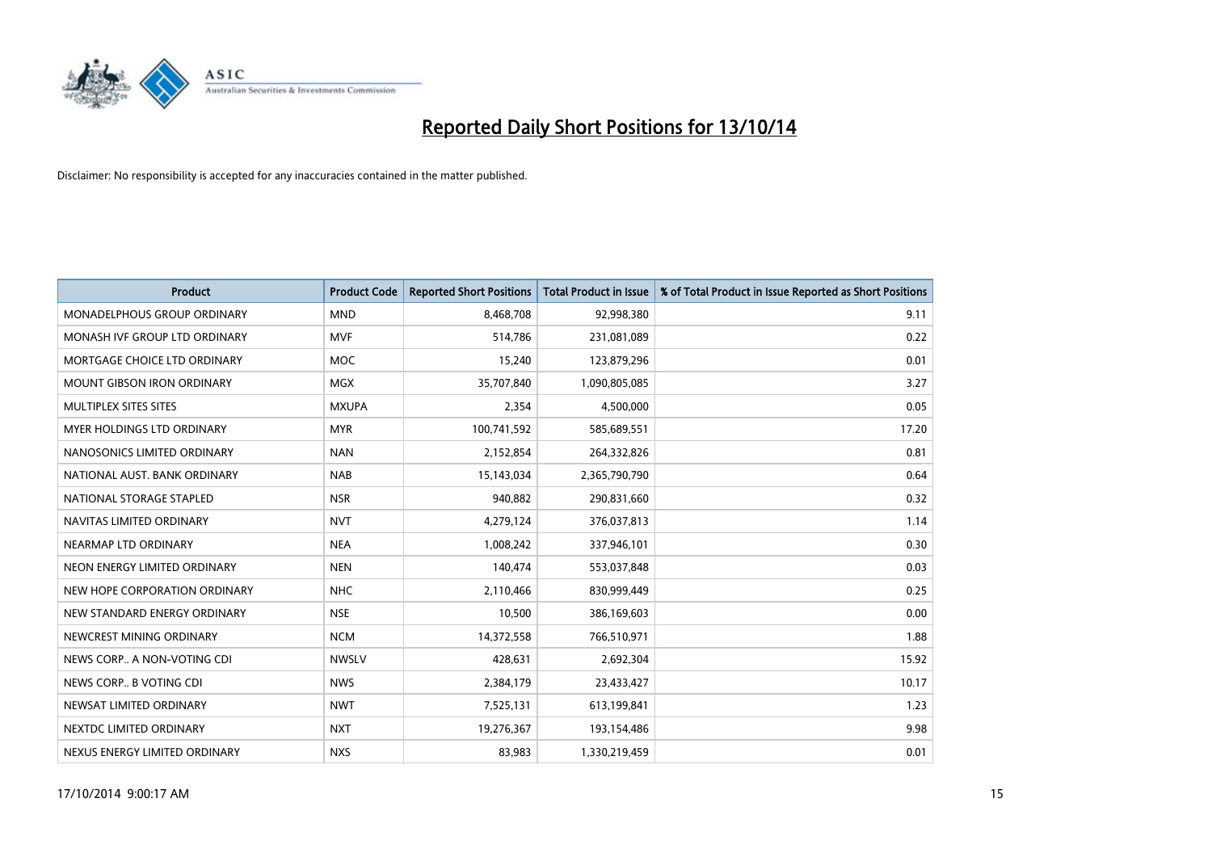# Reported Daily Short Positions for 13/10/14

Disclaimer: No responsibility is accepted for any inaccuracies contained in the matter published.

| Product | Product Code | Reported Short Positions | Total Product in Issue | % of Total Product in Issue Reported as Short Positions |
|---|---|---|---|---|
| MONADELPHOUS GROUP ORDINARY | MND | 8,468,708 | 92,998,380 | 9.11 |
| MONASH IVF GROUP LTD ORDINARY | MVF | 514,786 | 231,081,089 | 0.22 |
| MORTGAGE CHOICE LTD ORDINARY | MOC | 15,240 | 123,879,296 | 0.01 |
| MOUNT GIBSON IRON ORDINARY | MGX | 35,707,840 | 1,090,805,085 | 3.27 |
| MULTIPLEX SITES SITES | MXUPA | 2,354 | 4,500,000 | 0.05 |
| MYER HOLDINGS LTD ORDINARY | MYR | 100,741,592 | 585,689,551 | 17.20 |
| NANOSONICS LIMITED ORDINARY | NAN | 2,152,854 | 264,332,826 | 0.81 |
| NATIONAL AUST. BANK ORDINARY | NAB | 15,143,034 | 2,365,790,790 | 0.64 |
| NATIONAL STORAGE STAPLED | NSR | 940,882 | 290,831,660 | 0.32 |
| NAVITAS LIMITED ORDINARY | NVT | 4,279,124 | 376,037,813 | 1.14 |
| NEARMAP LTD ORDINARY | NEA | 1,008,242 | 337,946,101 | 0.30 |
| NEON ENERGY LIMITED ORDINARY | NEN | 140,474 | 553,037,848 | 0.03 |
| NEW HOPE CORPORATION ORDINARY | NHC | 2,110,466 | 830,999,449 | 0.25 |
| NEW STANDARD ENERGY ORDINARY | NSE | 10,500 | 386,169,603 | 0.00 |
| NEWCREST MINING ORDINARY | NCM | 14,372,558 | 766,510,971 | 1.88 |
| NEWS CORP.. A NON-VOTING CDI | NWSLV | 428,631 | 2,692,304 | 15.92 |
| NEWS CORP.. B VOTING CDI | NWS | 2,384,179 | 23,433,427 | 10.17 |
| NEWSAT LIMITED ORDINARY | NWT | 7,525,131 | 613,199,841 | 1.23 |
| NEXTDC LIMITED ORDINARY | NXT | 19,276,367 | 193,154,486 | 9.98 |
| NEXUS ENERGY LIMITED ORDINARY | NXS | 83,983 | 1,330,219,459 | 0.01 |

17/10/2014 9:00:17 AM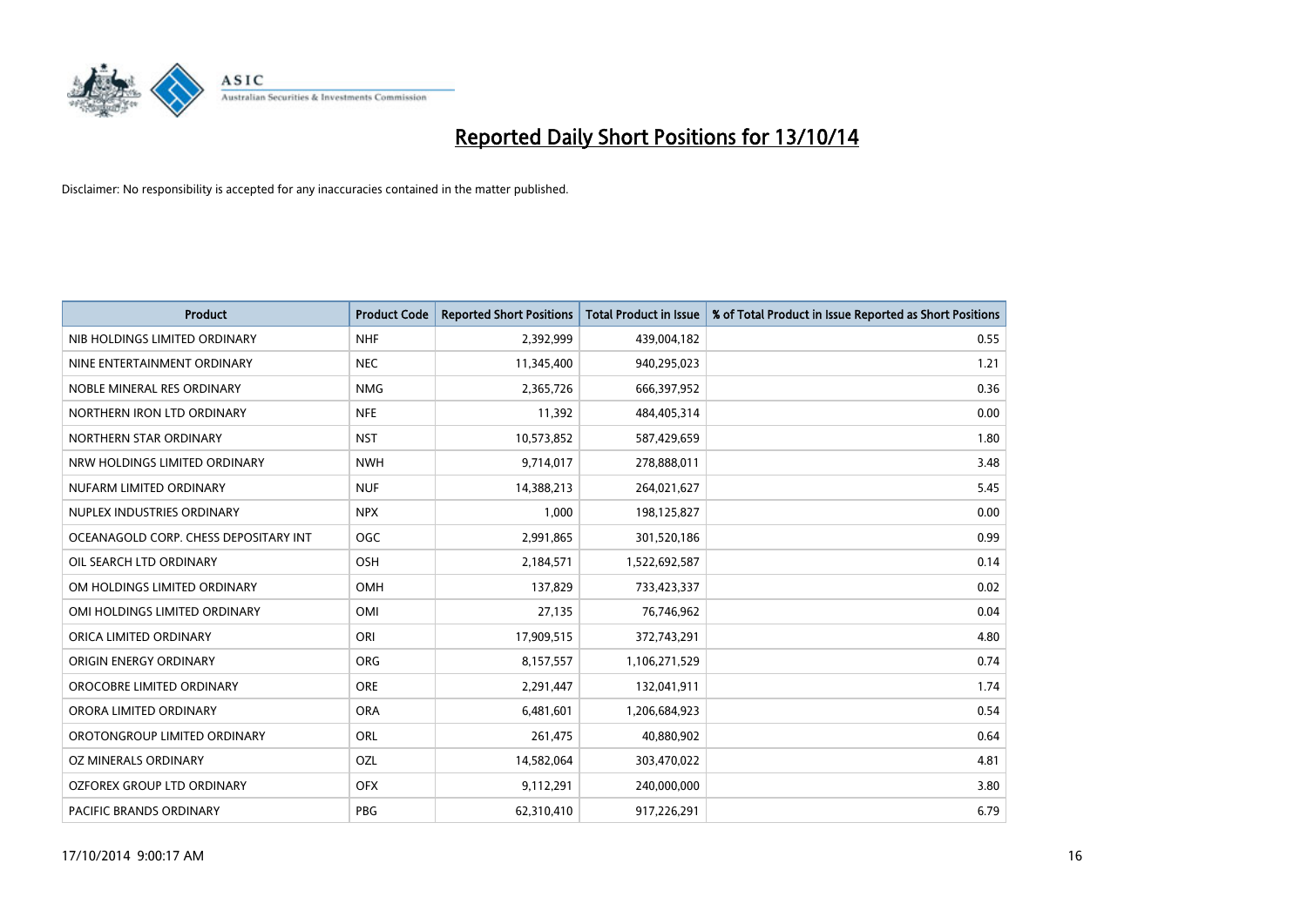# Reported Daily Short Positions for 13/10/14

Disclaimer: No responsibility is accepted for any inaccuracies contained in the matter published.

| Product | Product Code | Reported Short Positions | Total Product in Issue | % of Total Product in Issue Reported as Short Positions |
|---|---|---|---|---|
| NIB HOLDINGS LIMITED ORDINARY | NHF | 2,392,999 | 439,004,182 | 0.55 |
| NINE ENTERTAINMENT ORDINARY | NEC | 11,345,400 | 940,295,023 | 1.21 |
| NOBLE MINERAL RES ORDINARY | NMG | 2,365,726 | 666,397,952 | 0.36 |
| NORTHERN IRON LTD ORDINARY | NFE | 11,392 | 484,405,314 | 0.00 |
| NORTHERN STAR ORDINARY | NST | 10,573,852 | 587,429,659 | 1.80 |
| NRW HOLDINGS LIMITED ORDINARY | NWH | 9,714,017 | 278,888,011 | 3.48 |
| NUFARM LIMITED ORDINARY | NUF | 14,388,213 | 264,021,627 | 5.45 |
| NUPLEX INDUSTRIES ORDINARY | NPX | 1,000 | 198,125,827 | 0.00 |
| OCEANAGOLD CORP. CHESS DEPOSITARY INT | OGC | 2,991,865 | 301,520,186 | 0.99 |
| OIL SEARCH LTD ORDINARY | OSH | 2,184,571 | 1,522,692,587 | 0.14 |
| OM HOLDINGS LIMITED ORDINARY | OMH | 137,829 | 733,423,337 | 0.02 |
| OMI HOLDINGS LIMITED ORDINARY | OMI | 27,135 | 76,746,962 | 0.04 |
| ORICA LIMITED ORDINARY | ORI | 17,909,515 | 372,743,291 | 4.80 |
| ORIGIN ENERGY ORDINARY | ORG | 8,157,557 | 1,106,271,529 | 0.74 |
| OROCOBRE LIMITED ORDINARY | ORE | 2,291,447 | 132,041,911 | 1.74 |
| ORORA LIMITED ORDINARY | ORA | 6,481,601 | 1,206,684,923 | 0.54 |
| OROTONGROUP LIMITED ORDINARY | ORL | 261,475 | 40,880,902 | 0.64 |
| OZ MINERALS ORDINARY | OZL | 14,582,064 | 303,470,022 | 4.81 |
| OZFOREX GROUP LTD ORDINARY | OFX | 9,112,291 | 240,000,000 | 3.80 |
| PACIFIC BRANDS ORDINARY | PBG | 62,310,410 | 917,226,291 | 6.79 |

17/10/2014 9:00:17 AM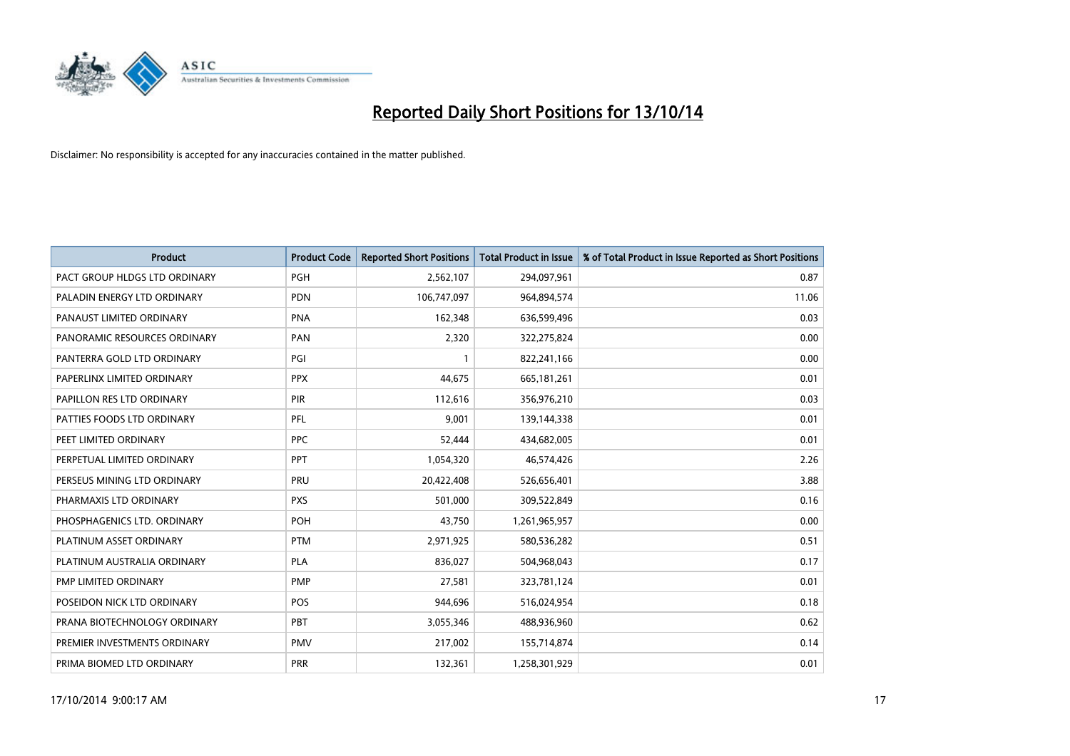# Reported Daily Short Positions for 13/10/14

Disclaimer: No responsibility is accepted for any inaccuracies contained in the matter published.

| Product | Product Code | Reported Short Positions | Total Product in Issue | % of Total Product in Issue Reported as Short Positions |
|---|---|---|---|---|
| PACT GROUP HLDGS LTD ORDINARY | PGH | 2,562,107 | 294,097,961 | 0.87 |
| PALADIN ENERGY LTD ORDINARY | PDN | 106,747,097 | 964,894,574 | 11.06 |
| PANAUST LIMITED ORDINARY | PNA | 162,348 | 636,599,496 | 0.03 |
| PANORAMIC RESOURCES ORDINARY | PAN | 2,320 | 322,275,824 | 0.00 |
| PANTERRA GOLD LTD ORDINARY | PGI | 1 | 822,241,166 | 0.00 |
| PAPERLINX LIMITED ORDINARY | PPX | 44,675 | 665,181,261 | 0.01 |
| PAPILLON RES LTD ORDINARY | PIR | 112,616 | 356,976,210 | 0.03 |
| PATTIES FOODS LTD ORDINARY | PFL | 9,001 | 139,144,338 | 0.01 |
| PEET LIMITED ORDINARY | PPC | 52,444 | 434,682,005 | 0.01 |
| PERPETUAL LIMITED ORDINARY | PPT | 1,054,320 | 46,574,426 | 2.26 |
| PERSEUS MINING LTD ORDINARY | PRU | 20,422,408 | 526,656,401 | 3.88 |
| PHARMAXIS LTD ORDINARY | PXS | 501,000 | 309,522,849 | 0.16 |
| PHOSPHAGENICS LTD. ORDINARY | POH | 43,750 | 1,261,965,957 | 0.00 |
| PLATINUM ASSET ORDINARY | PTM | 2,971,925 | 580,536,282 | 0.51 |
| PLATINUM AUSTRALIA ORDINARY | PLA | 836,027 | 504,968,043 | 0.17 |
| PMP LIMITED ORDINARY | PMP | 27,581 | 323,781,124 | 0.01 |
| POSEIDON NICK LTD ORDINARY | POS | 944,696 | 516,024,954 | 0.18 |
| PRANA BIOTECHNOLOGY ORDINARY | PBT | 3,055,346 | 488,936,960 | 0.62 |
| PREMIER INVESTMENTS ORDINARY | PMV | 217,002 | 155,714,874 | 0.14 |
| PRIMA BIOMED LTD ORDINARY | PRR | 132,361 | 1,258,301,929 | 0.01 |

17/10/2014 9:00:17 AM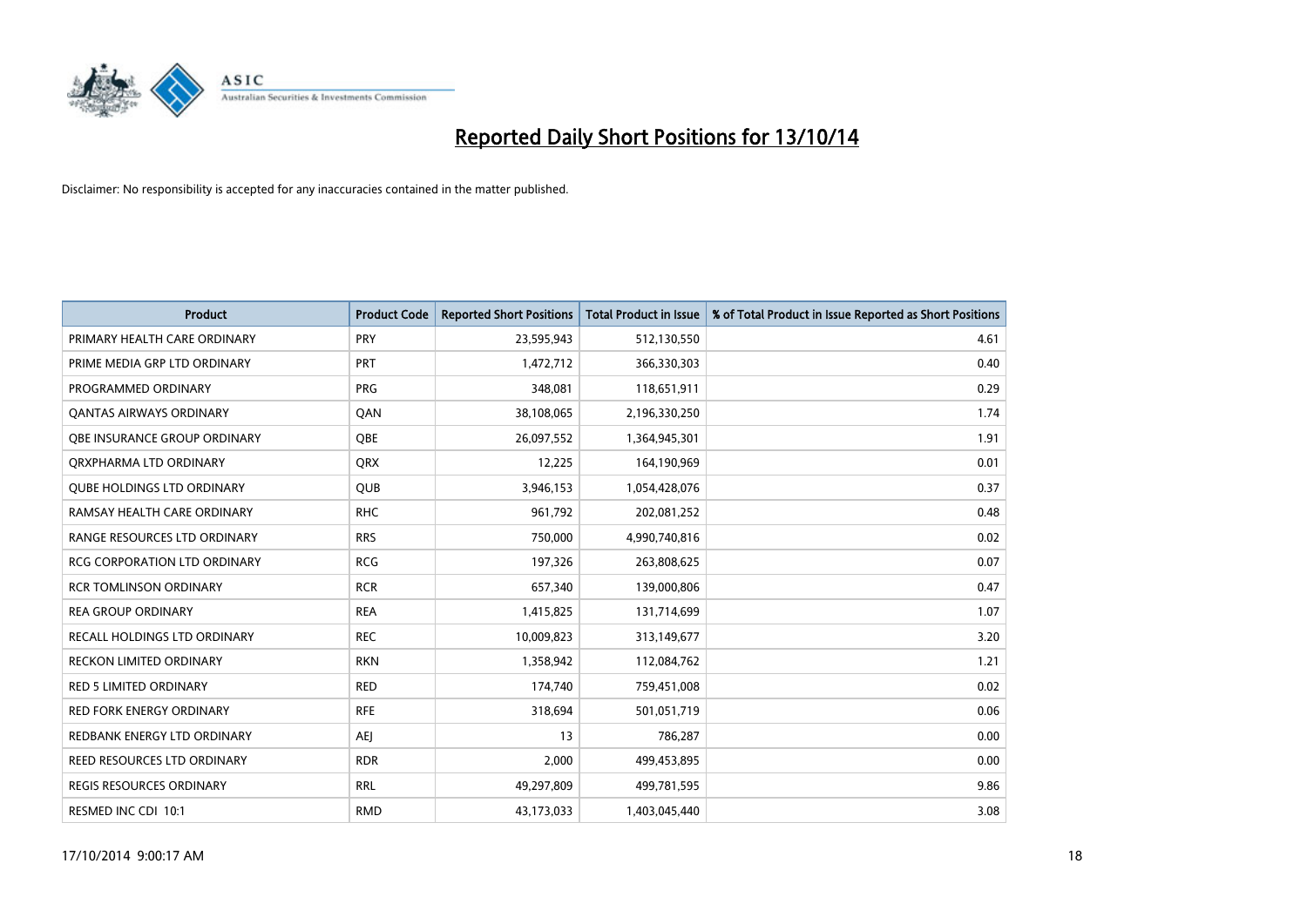# Reported Daily Short Positions for 13/10/14

Disclaimer: No responsibility is accepted for any inaccuracies contained in the matter published.

| Product | Product Code | Reported Short Positions | Total Product in Issue | % of Total Product in Issue Reported as Short Positions |
|---|---|---|---|---|
| PRIMARY HEALTH CARE ORDINARY | PRY | 23,595,943 | 512,130,550 | 4.61 |
| PRIME MEDIA GRP LTD ORDINARY | PRT | 1,472,712 | 366,330,303 | 0.40 |
| PROGRAMMED ORDINARY | PRG | 348,081 | 118,651,911 | 0.29 |
| QANTAS AIRWAYS ORDINARY | QAN | 38,108,065 | 2,196,330,250 | 1.74 |
| QBE INSURANCE GROUP ORDINARY | QBE | 26,097,552 | 1,364,945,301 | 1.91 |
| QRXPHARMA LTD ORDINARY | QRX | 12,225 | 164,190,969 | 0.01 |
| QUBE HOLDINGS LTD ORDINARY | QUB | 3,946,153 | 1,054,428,076 | 0.37 |
| RAMSAY HEALTH CARE ORDINARY | RHC | 961,792 | 202,081,252 | 0.48 |
| RANGE RESOURCES LTD ORDINARY | RRS | 750,000 | 4,990,740,816 | 0.02 |
| RCG CORPORATION LTD ORDINARY | RCG | 197,326 | 263,808,625 | 0.07 |
| RCR TOMLINSON ORDINARY | RCR | 657,340 | 139,000,806 | 0.47 |
| REA GROUP ORDINARY | REA | 1,415,825 | 131,714,699 | 1.07 |
| RECALL HOLDINGS LTD ORDINARY | REC | 10,009,823 | 313,149,677 | 3.20 |
| RECKON LIMITED ORDINARY | RKN | 1,358,942 | 112,084,762 | 1.21 |
| RED 5 LIMITED ORDINARY | RED | 174,740 | 759,451,008 | 0.02 |
| RED FORK ENERGY ORDINARY | RFE | 318,694 | 501,051,719 | 0.06 |
| REDBANK ENERGY LTD ORDINARY | AEJ | 13 | 786,287 | 0.00 |
| REED RESOURCES LTD ORDINARY | RDR | 2,000 | 499,453,895 | 0.00 |
| REGIS RESOURCES ORDINARY | RRL | 49,297,809 | 499,781,595 | 9.86 |
| RESMED INC CDI 10:1 | RMD | 43,173,033 | 1,403,045,440 | 3.08 |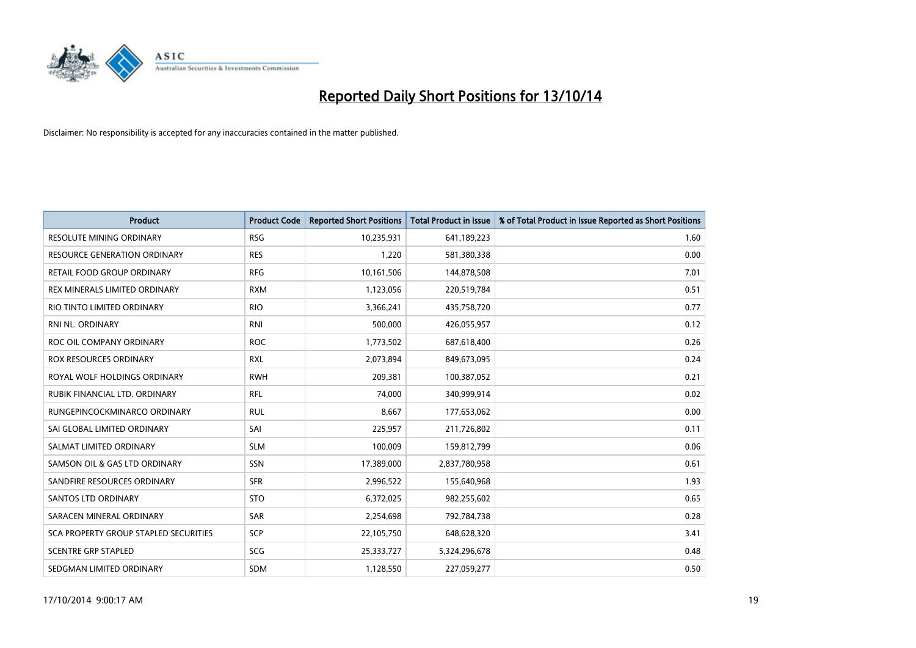# Reported Daily Short Positions for 13/10/14

Disclaimer: No responsibility is accepted for any inaccuracies contained in the matter published.

| Product | Product Code | Reported Short Positions | Total Product in Issue | % of Total Product in Issue Reported as Short Positions |
|---|---|---|---|---|
| RESOLUTE MINING ORDINARY | RSG | 10,235,931 | 641,189,223 | 1.60 |
| RESOURCE GENERATION ORDINARY | RES | 1,220 | 581,380,338 | 0.00 |
| RETAIL FOOD GROUP ORDINARY | RFG | 10,161,506 | 144,878,508 | 7.01 |
| REX MINERALS LIMITED ORDINARY | RXM | 1,123,056 | 220,519,784 | 0.51 |
| RIO TINTO LIMITED ORDINARY | RIO | 3,366,241 | 435,758,720 | 0.77 |
| RNI NL. ORDINARY | RNI | 500,000 | 426,055,957 | 0.12 |
| ROC OIL COMPANY ORDINARY | ROC | 1,773,502 | 687,618,400 | 0.26 |
| ROX RESOURCES ORDINARY | RXL | 2,073,894 | 849,673,095 | 0.24 |
| ROYAL WOLF HOLDINGS ORDINARY | RWH | 209,381 | 100,387,052 | 0.21 |
| RUBIK FINANCIAL LTD. ORDINARY | RFL | 74,000 | 340,999,914 | 0.02 |
| RUNGEPINCOCKMINARCO ORDINARY | RUL | 8,667 | 177,653,062 | 0.00 |
| SAI GLOBAL LIMITED ORDINARY | SAI | 225,957 | 211,726,802 | 0.11 |
| SALMAT LIMITED ORDINARY | SLM | 100,009 | 159,812,799 | 0.06 |
| SAMSON OIL & GAS LTD ORDINARY | SSN | 17,389,000 | 2,837,780,958 | 0.61 |
| SANDFIRE RESOURCES ORDINARY | SFR | 2,996,522 | 155,640,968 | 1.93 |
| SANTOS LTD ORDINARY | STO | 6,372,025 | 982,255,602 | 0.65 |
| SARACEN MINERAL ORDINARY | SAR | 2,254,698 | 792,784,738 | 0.28 |
| SCA PROPERTY GROUP STAPLED SECURITIES | SCP | 22,105,750 | 648,628,320 | 3.41 |
| SCENTRE GRP STAPLED | SCG | 25,333,727 | 5,324,296,678 | 0.48 |
| SEDGMAN LIMITED ORDINARY | SDM | 1,128,550 | 227,059,277 | 0.50 |

17/10/2014 9:00:17 AM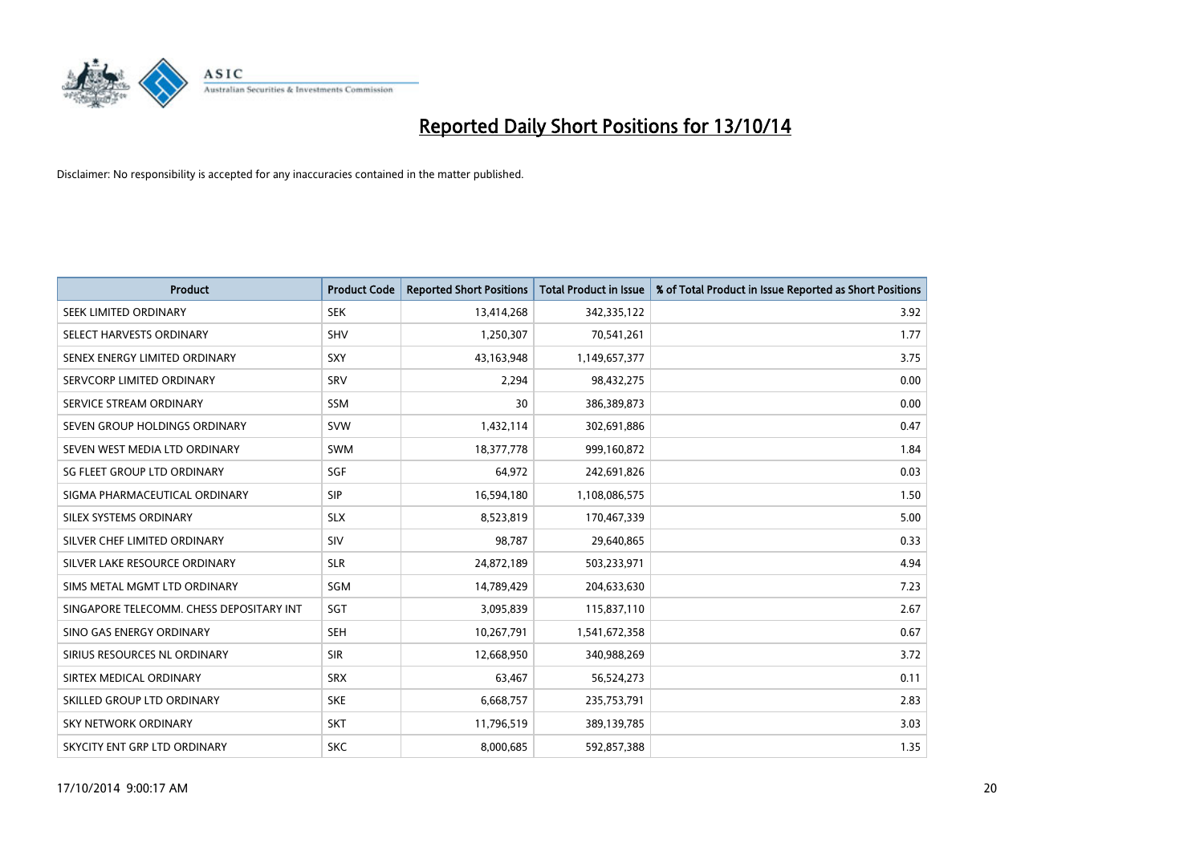# Reported Daily Short Positions for 13/10/14

Disclaimer: No responsibility is accepted for any inaccuracies contained in the matter published.

| Product | Product Code | Reported Short Positions | Total Product in Issue | % of Total Product in Issue Reported as Short Positions |
|---|---|---|---|---|
| SEEK LIMITED ORDINARY | SEK | 13,414,268 | 342,335,122 | 3.92 |
| SELECT HARVESTS ORDINARY | SHV | 1,250,307 | 70,541,261 | 1.77 |
| SENEX ENERGY LIMITED ORDINARY | SXY | 43,163,948 | 1,149,657,377 | 3.75 |
| SERVCORP LIMITED ORDINARY | SRV | 2,294 | 98,432,275 | 0.00 |
| SERVICE STREAM ORDINARY | SSM | 30 | 386,389,873 | 0.00 |
| SEVEN GROUP HOLDINGS ORDINARY | SVW | 1,432,114 | 302,691,886 | 0.47 |
| SEVEN WEST MEDIA LTD ORDINARY | SWM | 18,377,778 | 999,160,872 | 1.84 |
| SG FLEET GROUP LTD ORDINARY | SGF | 64,972 | 242,691,826 | 0.03 |
| SIGMA PHARMACEUTICAL ORDINARY | SIP | 16,594,180 | 1,108,086,575 | 1.50 |
| SILEX SYSTEMS ORDINARY | SLX | 8,523,819 | 170,467,339 | 5.00 |
| SILVER CHEF LIMITED ORDINARY | SIV | 98,787 | 29,640,865 | 0.33 |
| SILVER LAKE RESOURCE ORDINARY | SLR | 24,872,189 | 503,233,971 | 4.94 |
| SIMS METAL MGMT LTD ORDINARY | SGM | 14,789,429 | 204,633,630 | 7.23 |
| SINGAPORE TELECOMM. CHESS DEPOSITARY INT | SGT | 3,095,839 | 115,837,110 | 2.67 |
| SINO GAS ENERGY ORDINARY | SEH | 10,267,791 | 1,541,672,358 | 0.67 |
| SIRIUS RESOURCES NL ORDINARY | SIR | 12,668,950 | 340,988,269 | 3.72 |
| SIRTEX MEDICAL ORDINARY | SRX | 63,467 | 56,524,273 | 0.11 |
| SKILLED GROUP LTD ORDINARY | SKE | 6,668,757 | 235,753,791 | 2.83 |
| SKY NETWORK ORDINARY | SKT | 11,796,519 | 389,139,785 | 3.03 |
| SKYCITY ENT GRP LTD ORDINARY | SKC | 8,000,685 | 592,857,388 | 1.35 |

17/10/2014 9:00:17 AM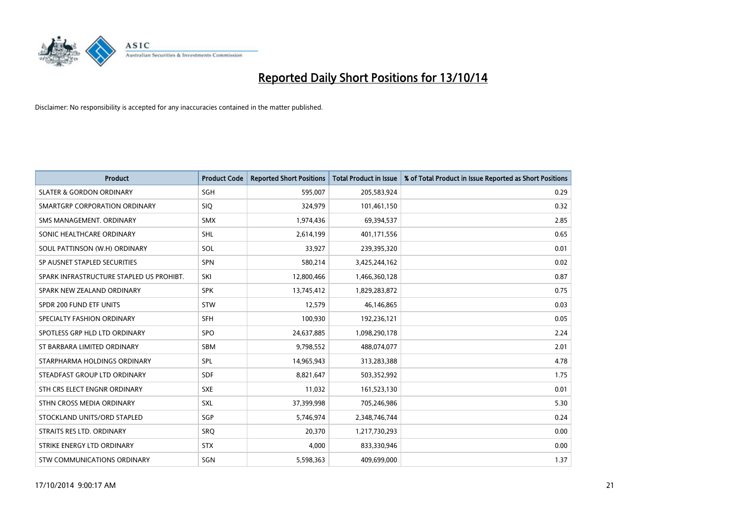# Reported Daily Short Positions for 13/10/14

Disclaimer: No responsibility is accepted for any inaccuracies contained in the matter published.

| Product | Product Code | Reported Short Positions | Total Product in Issue | % of Total Product in Issue Reported as Short Positions |
|---|---|---|---|---|
| SLATER & GORDON ORDINARY | SGH | 595,007 | 205,583,924 | 0.29 |
| SMARTGRP CORPORATION ORDINARY | SIQ | 324,979 | 101,461,150 | 0.32 |
| SMS MANAGEMENT. ORDINARY | SMX | 1,974,436 | 69,394,537 | 2.85 |
| SONIC HEALTHCARE ORDINARY | SHL | 2,614,199 | 401,171,556 | 0.65 |
| SOUL PATTINSON (W.H) ORDINARY | SOL | 33,927 | 239,395,320 | 0.01 |
| SP AUSNET STAPLED SECURITIES | SPN | 580,214 | 3,425,244,162 | 0.02 |
| SPARK INFRASTRUCTURE STAPLED US PROHIBT. | SKI | 12,800,466 | 1,466,360,128 | 0.87 |
| SPARK NEW ZEALAND ORDINARY | SPK | 13,745,412 | 1,829,283,872 | 0.75 |
| SPDR 200 FUND ETF UNITS | STW | 12,579 | 46,146,865 | 0.03 |
| SPECIALTY FASHION ORDINARY | SFH | 100,930 | 192,236,121 | 0.05 |
| SPOTLESS GRP HLD LTD ORDINARY | SPO | 24,637,885 | 1,098,290,178 | 2.24 |
| ST BARBARA LIMITED ORDINARY | SBM | 9,798,552 | 488,074,077 | 2.01 |
| STARPHARMA HOLDINGS ORDINARY | SPL | 14,965,943 | 313,283,388 | 4.78 |
| STEADFAST GROUP LTD ORDINARY | SDF | 8,821,647 | 503,352,992 | 1.75 |
| STH CRS ELECT ENGNR ORDINARY | SXE | 11,032 | 161,523,130 | 0.01 |
| STHN CROSS MEDIA ORDINARY | SXL | 37,399,998 | 705,246,986 | 5.30 |
| STOCKLAND UNITS/ORD STAPLED | SGP | 5,746,974 | 2,348,746,744 | 0.24 |
| STRAITS RES LTD. ORDINARY | SRQ | 20,370 | 1,217,730,293 | 0.00 |
| STRIKE ENERGY LTD ORDINARY | STX | 4,000 | 833,330,946 | 0.00 |
| STW COMMUNICATIONS ORDINARY | SGN | 5,598,363 | 409,699,000 | 1.37 |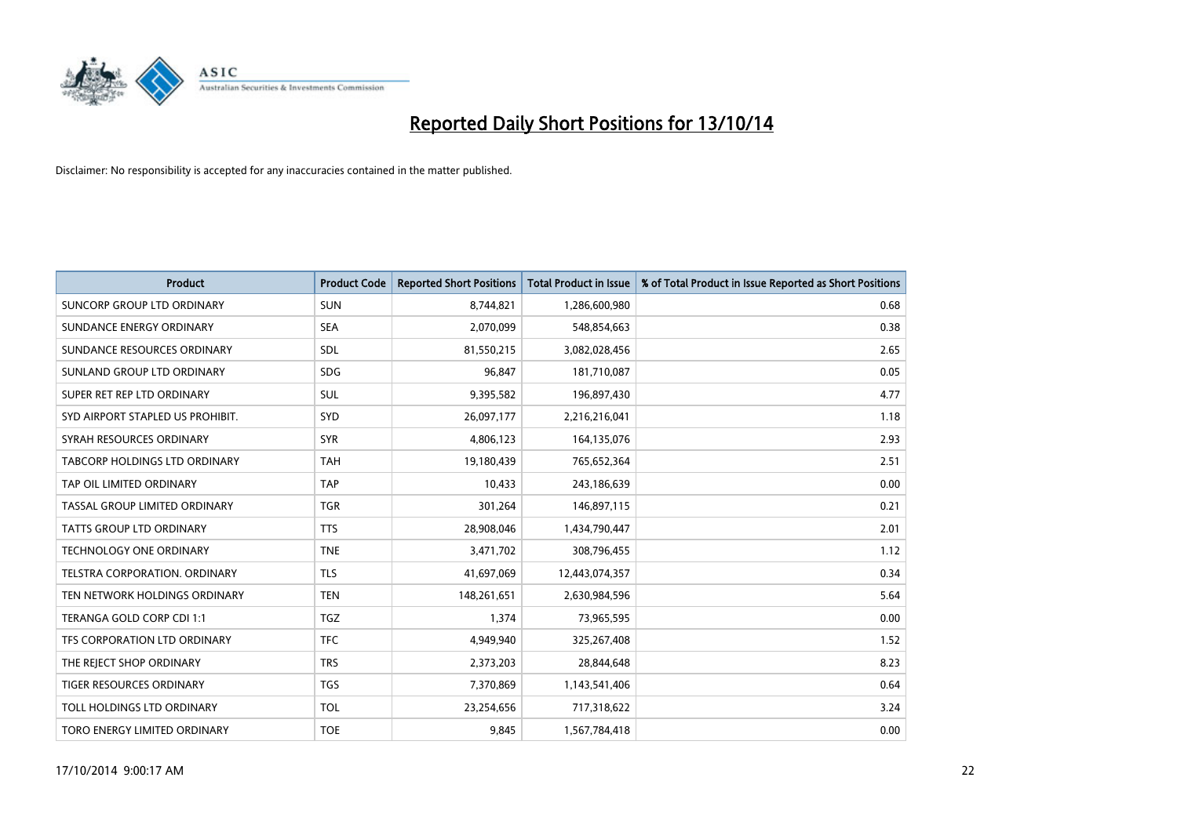# Reported Daily Short Positions for 13/10/14

Disclaimer: No responsibility is accepted for any inaccuracies contained in the matter published.

| Product | Product Code | Reported Short Positions | Total Product in Issue | % of Total Product in Issue Reported as Short Positions |
|---|---|---|---|---|
| SUNCORP GROUP LTD ORDINARY | SUN | 8,744,821 | 1,286,600,980 | 0.68 |
| SUNDANCE ENERGY ORDINARY | SEA | 2,070,099 | 548,854,663 | 0.38 |
| SUNDANCE RESOURCES ORDINARY | SDL | 81,550,215 | 3,082,028,456 | 2.65 |
| SUNLAND GROUP LTD ORDINARY | SDG | 96,847 | 181,710,087 | 0.05 |
| SUPER RET REP LTD ORDINARY | SUL | 9,395,582 | 196,897,430 | 4.77 |
| SYD AIRPORT STAPLED US PROHIBIT. | SYD | 26,097,177 | 2,216,216,041 | 1.18 |
| SYRAH RESOURCES ORDINARY | SYR | 4,806,123 | 164,135,076 | 2.93 |
| TABCORP HOLDINGS LTD ORDINARY | TAH | 19,180,439 | 765,652,364 | 2.51 |
| TAP OIL LIMITED ORDINARY | TAP | 10,433 | 243,186,639 | 0.00 |
| TASSAL GROUP LIMITED ORDINARY | TGR | 301,264 | 146,897,115 | 0.21 |
| TATTS GROUP LTD ORDINARY | TTS | 28,908,046 | 1,434,790,447 | 2.01 |
| TECHNOLOGY ONE ORDINARY | TNE | 3,471,702 | 308,796,455 | 1.12 |
| TELSTRA CORPORATION. ORDINARY | TLS | 41,697,069 | 12,443,074,357 | 0.34 |
| TEN NETWORK HOLDINGS ORDINARY | TEN | 148,261,651 | 2,630,984,596 | 5.64 |
| TERANGA GOLD CORP CDI 1:1 | TGZ | 1,374 | 73,965,595 | 0.00 |
| TFS CORPORATION LTD ORDINARY | TFC | 4,949,940 | 325,267,408 | 1.52 |
| THE REJECT SHOP ORDINARY | TRS | 2,373,203 | 28,844,648 | 8.23 |
| TIGER RESOURCES ORDINARY | TGS | 7,370,869 | 1,143,541,406 | 0.64 |
| TOLL HOLDINGS LTD ORDINARY | TOL | 23,254,656 | 717,318,622 | 3.24 |
| TORO ENERGY LIMITED ORDINARY | TOE | 9,845 | 1,567,784,418 | 0.00 |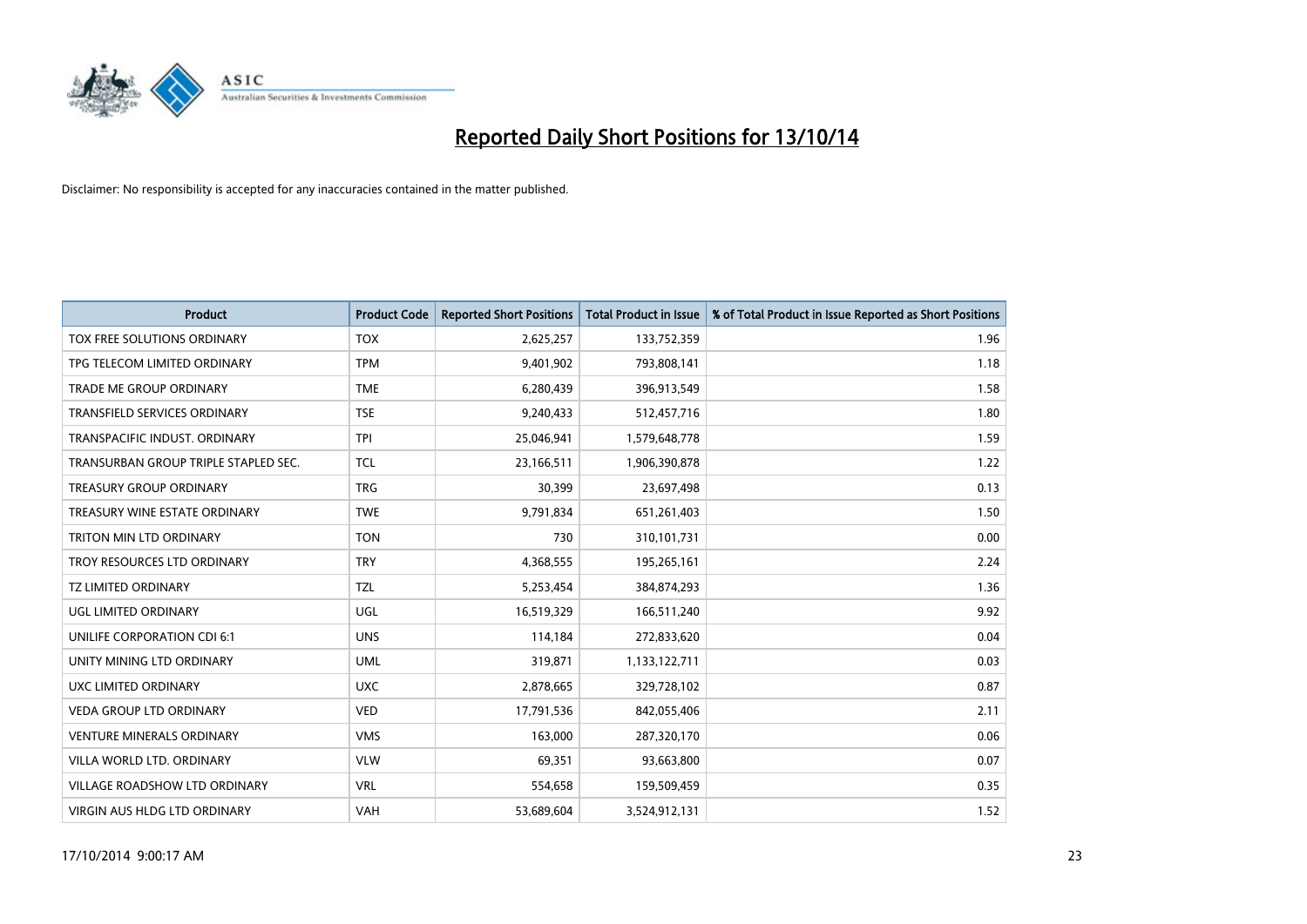# Reported Daily Short Positions for 13/10/14

Disclaimer: No responsibility is accepted for any inaccuracies contained in the matter published.

| Product | Product Code | Reported Short Positions | Total Product in Issue | % of Total Product in Issue Reported as Short Positions |
|---|---|---|---|---|
| TOX FREE SOLUTIONS ORDINARY | TOX | 2,625,257 | 133,752,359 | 1.96 |
| TPG TELECOM LIMITED ORDINARY | TPM | 9,401,902 | 793,808,141 | 1.18 |
| TRADE ME GROUP ORDINARY | TME | 6,280,439 | 396,913,549 | 1.58 |
| TRANSFIELD SERVICES ORDINARY | TSE | 9,240,433 | 512,457,716 | 1.80 |
| TRANSPACIFIC INDUST. ORDINARY | TPI | 25,046,941 | 1,579,648,778 | 1.59 |
| TRANSURBAN GROUP TRIPLE STAPLED SEC. | TCL | 23,166,511 | 1,906,390,878 | 1.22 |
| TREASURY GROUP ORDINARY | TRG | 30,399 | 23,697,498 | 0.13 |
| TREASURY WINE ESTATE ORDINARY | TWE | 9,791,834 | 651,261,403 | 1.50 |
| TRITON MIN LTD ORDINARY | TON | 730 | 310,101,731 | 0.00 |
| TROY RESOURCES LTD ORDINARY | TRY | 4,368,555 | 195,265,161 | 2.24 |
| TZ LIMITED ORDINARY | TZL | 5,253,454 | 384,874,293 | 1.36 |
| UGL LIMITED ORDINARY | UGL | 16,519,329 | 166,511,240 | 9.92 |
| UNILIFE CORPORATION CDI 6:1 | UNS | 114,184 | 272,833,620 | 0.04 |
| UNITY MINING LTD ORDINARY | UML | 319,871 | 1,133,122,711 | 0.03 |
| UXC LIMITED ORDINARY | UXC | 2,878,665 | 329,728,102 | 0.87 |
| VEDA GROUP LTD ORDINARY | VED | 17,791,536 | 842,055,406 | 2.11 |
| VENTURE MINERALS ORDINARY | VMS | 163,000 | 287,320,170 | 0.06 |
| VILLA WORLD LTD. ORDINARY | VLW | 69,351 | 93,663,800 | 0.07 |
| VILLAGE ROADSHOW LTD ORDINARY | VRL | 554,658 | 159,509,459 | 0.35 |
| VIRGIN AUS HLDG LTD ORDINARY | VAH | 53,689,604 | 3,524,912,131 | 1.52 |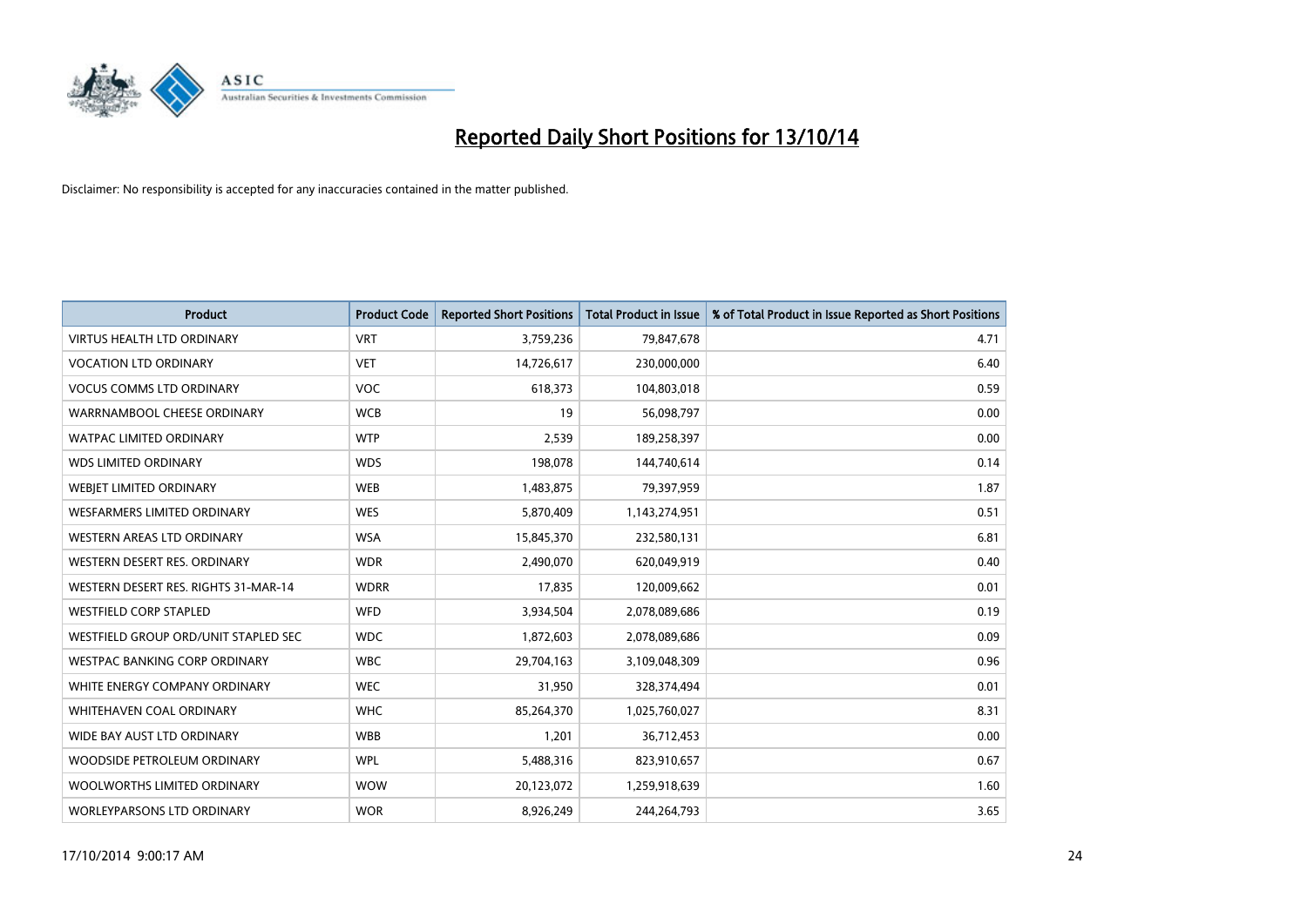# Reported Daily Short Positions for 13/10/14

Disclaimer: No responsibility is accepted for any inaccuracies contained in the matter published.

| Product | Product Code | Reported Short Positions | Total Product in Issue | % of Total Product in Issue Reported as Short Positions |
|---|---|---|---|---|
| VIRTUS HEALTH LTD ORDINARY | VRT | 3,759,236 | 79,847,678 | 4.71 |
| VOCATION LTD ORDINARY | VET | 14,726,617 | 230,000,000 | 6.40 |
| VOCUS COMMS LTD ORDINARY | VOC | 618,373 | 104,803,018 | 0.59 |
| WARRNAMBOOL CHEESE ORDINARY | WCB | 19 | 56,098,797 | 0.00 |
| WATPAC LIMITED ORDINARY | WTP | 2,539 | 189,258,397 | 0.00 |
| WDS LIMITED ORDINARY | WDS | 198,078 | 144,740,614 | 0.14 |
| WEBJET LIMITED ORDINARY | WEB | 1,483,875 | 79,397,959 | 1.87 |
| WESFARMERS LIMITED ORDINARY | WES | 5,870,409 | 1,143,274,951 | 0.51 |
| WESTERN AREAS LTD ORDINARY | WSA | 15,845,370 | 232,580,131 | 6.81 |
| WESTERN DESERT RES. ORDINARY | WDR | 2,490,070 | 620,049,919 | 0.40 |
| WESTERN DESERT RES. RIGHTS 31-MAR-14 | WDRR | 17,835 | 120,009,662 | 0.01 |
| WESTFIELD CORP STAPLED | WFD | 3,934,504 | 2,078,089,686 | 0.19 |
| WESTFIELD GROUP ORD/UNIT STAPLED SEC | WDC | 1,872,603 | 2,078,089,686 | 0.09 |
| WESTPAC BANKING CORP ORDINARY | WBC | 29,704,163 | 3,109,048,309 | 0.96 |
| WHITE ENERGY COMPANY ORDINARY | WEC | 31,950 | 328,374,494 | 0.01 |
| WHITEHAVEN COAL ORDINARY | WHC | 85,264,370 | 1,025,760,027 | 8.31 |
| WIDE BAY AUST LTD ORDINARY | WBB | 1,201 | 36,712,453 | 0.00 |
| WOODSIDE PETROLEUM ORDINARY | WPL | 5,488,316 | 823,910,657 | 0.67 |
| WOOLWORTHS LIMITED ORDINARY | WOW | 20,123,072 | 1,259,918,639 | 1.60 |
| WORLEYPARSONS LTD ORDINARY | WOR | 8,926,249 | 244,264,793 | 3.65 |

17/10/2014 9:00:17 AM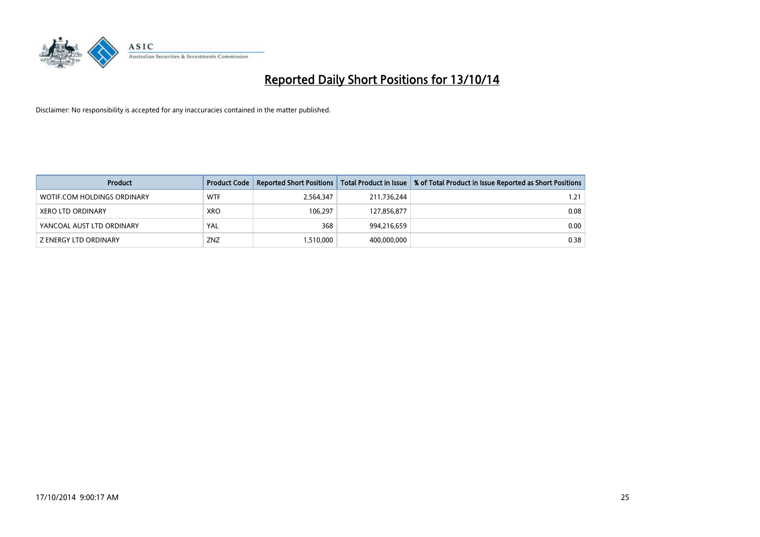# Reported Daily Short Positions for 13/10/14

Disclaimer: No responsibility is accepted for any inaccuracies contained in the matter published.

| Product | Product Code | Reported Short Positions | Total Product in Issue | % of Total Product in Issue Reported as Short Positions |
|---|---|---|---|---|
| WOTIF.COM HOLDINGS ORDINARY | WTF | 2,564,347 | 211,736,244 | 1.21 |
| XERO LTD ORDINARY | XRO | 106,297 | 127,856,877 | 0.08 |
| YANCOAL AUST LTD ORDINARY | YAL | 368 | 994,216,659 | 0.00 |
| Z ENERGY LTD ORDINARY | ZNZ | 1,510,000 | 400,000,000 | 0.38 |

17/10/2014 9:00:17 AM